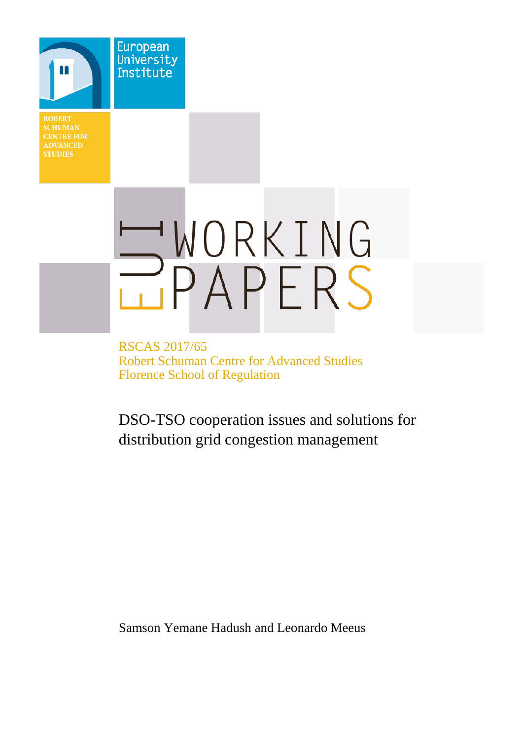European University Institute

ROBERT SCHUMAN CENTRE FOR ADVANCED STUDIES

EUI WORKING PAPERS

RSCAS 2017/65
Robert Schuman Centre for Advanced Studies
Florence School of Regulation

# DSO-TSO cooperation issues and solutions for distribution grid congestion management

Samson Yemane Hadush and Leonardo Meeus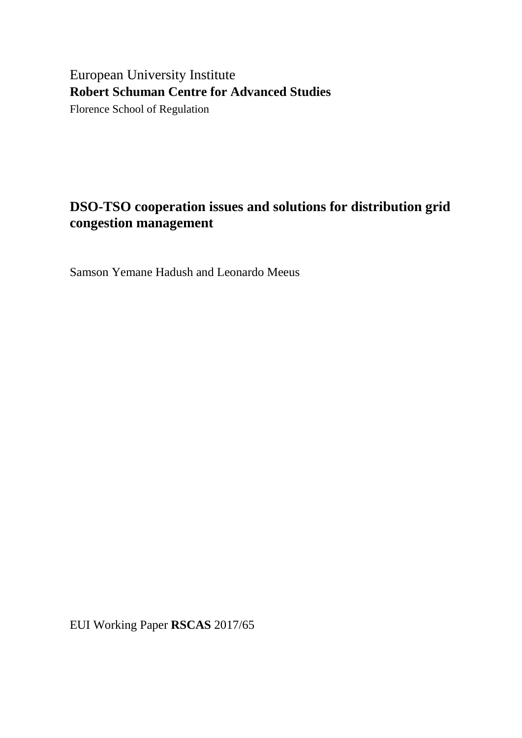European University Institute

**Robert Schuman Centre for Advanced Studies**

Florence School of Regulation

# DSO-TSO cooperation issues and solutions for distribution grid congestion management

Samson Yemane Hadush and Leonardo Meeus

EUI Working Paper **RSCAS** 2017/65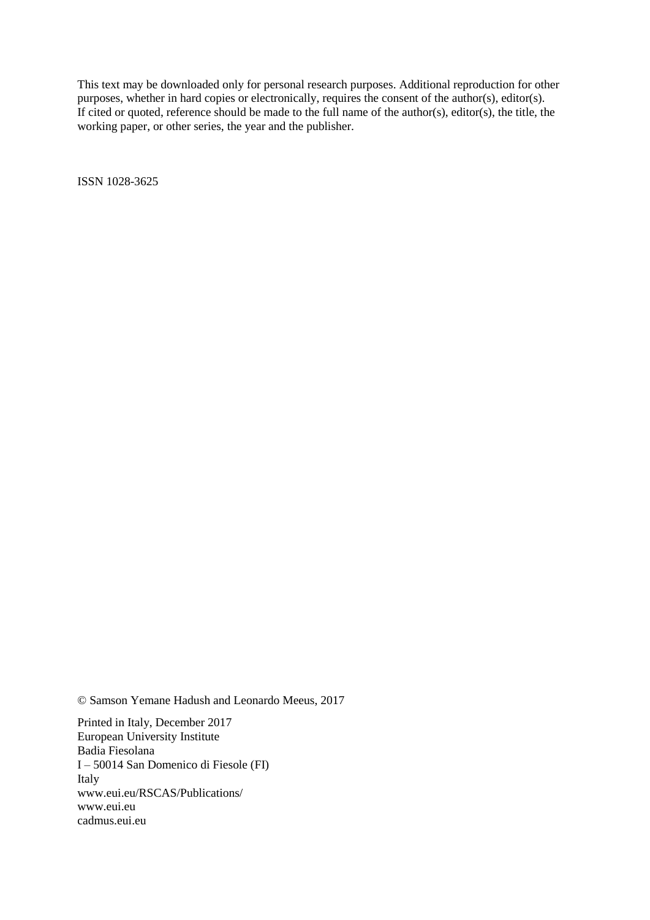This text may be downloaded only for personal research purposes. Additional reproduction for other purposes, whether in hard copies or electronically, requires the consent of the author(s), editor(s). If cited or quoted, reference should be made to the full name of the author(s), editor(s), the title, the working paper, or other series, the year and the publisher.

ISSN 1028-3625

© Samson Yemane Hadush and Leonardo Meeus, 2017

Printed in Italy, December 2017
European University Institute
Badia Fiesolana
I – 50014 San Domenico di Fiesole (FI)
Italy
www.eui.eu/RSCAS/Publications/
www.eui.eu
cadmus.eui.eu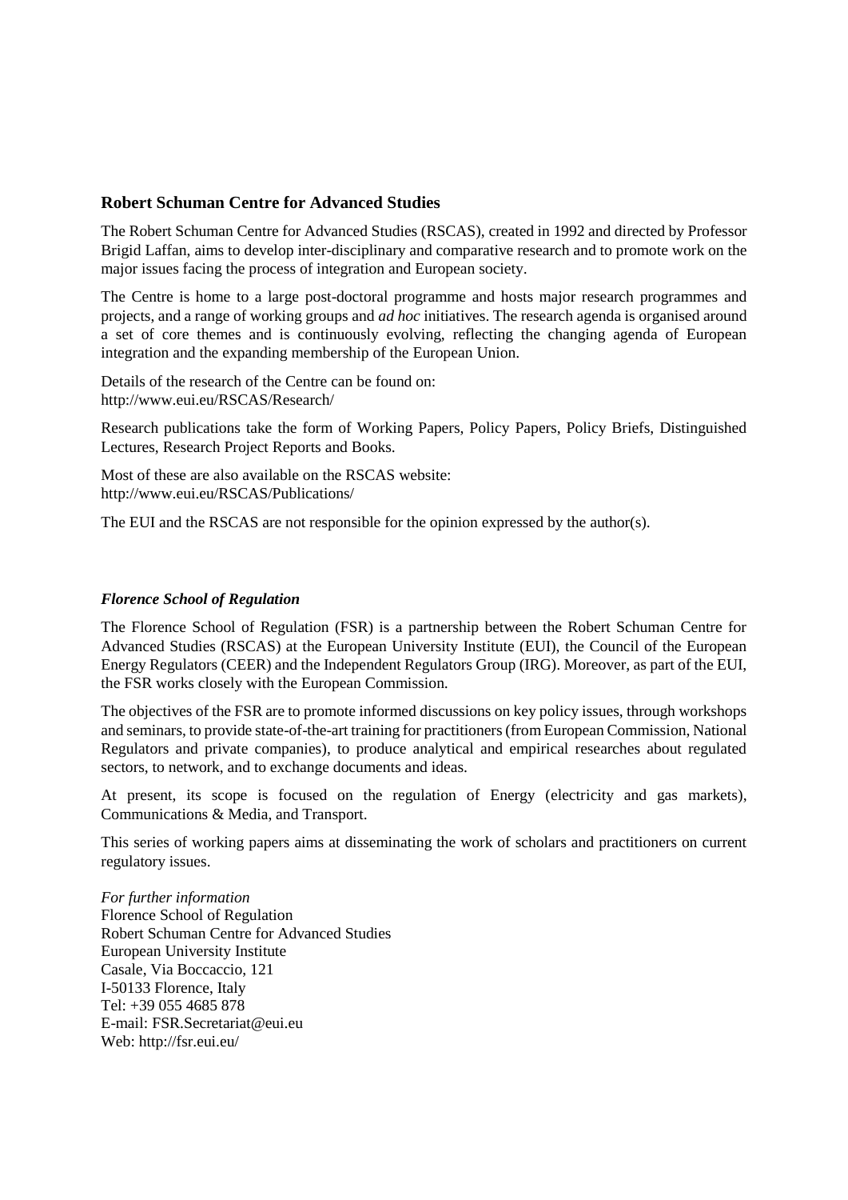## Robert Schuman Centre for Advanced Studies

The Robert Schuman Centre for Advanced Studies (RSCAS), created in 1992 and directed by Professor Brigid Laffan, aims to develop inter-disciplinary and comparative research and to promote work on the major issues facing the process of integration and European society.

The Centre is home to a large post-doctoral programme and hosts major research programmes and projects, and a range of working groups and *ad hoc* initiatives. The research agenda is organised around a set of core themes and is continuously evolving, reflecting the changing agenda of European integration and the expanding membership of the European Union.

Details of the research of the Centre can be found on:
http://www.eui.eu/RSCAS/Research/

Research publications take the form of Working Papers, Policy Papers, Policy Briefs, Distinguished Lectures, Research Project Reports and Books.

Most of these are also available on the RSCAS website:
http://www.eui.eu/RSCAS/Publications/

The EUI and the RSCAS are not responsible for the opinion expressed by the author(s).

### *Florence School of Regulation*

The Florence School of Regulation (FSR) is a partnership between the Robert Schuman Centre for Advanced Studies (RSCAS) at the European University Institute (EUI), the Council of the European Energy Regulators (CEER) and the Independent Regulators Group (IRG). Moreover, as part of the EUI, the FSR works closely with the European Commission.

The objectives of the FSR are to promote informed discussions on key policy issues, through workshops and seminars, to provide state-of-the-art training for practitioners (from European Commission, National Regulators and private companies), to produce analytical and empirical researches about regulated sectors, to network, and to exchange documents and ideas.

At present, its scope is focused on the regulation of Energy (electricity and gas markets), Communications & Media, and Transport.

This series of working papers aims at disseminating the work of scholars and practitioners on current regulatory issues.

*For further information*
Florence School of Regulation
Robert Schuman Centre for Advanced Studies
European University Institute
Casale, Via Boccaccio, 121
I-50133 Florence, Italy
Tel: +39 055 4685 878
E-mail: FSR.Secretariat@eui.eu
Web: http://fsr.eui.eu/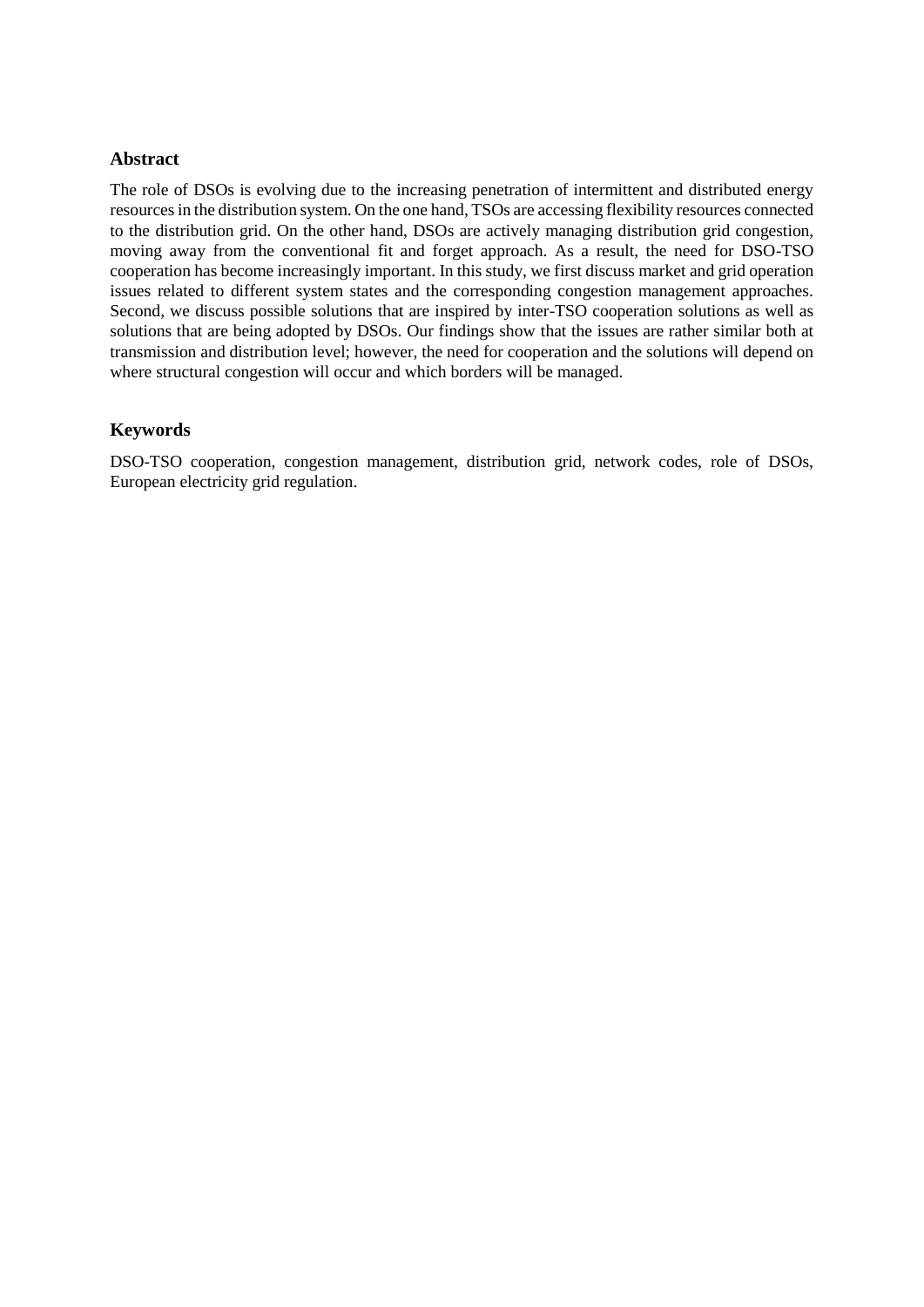## Abstract

The role of DSOs is evolving due to the increasing penetration of intermittent and distributed energy resources in the distribution system. On the one hand, TSOs are accessing flexibility resources connected to the distribution grid. On the other hand, DSOs are actively managing distribution grid congestion, moving away from the conventional fit and forget approach. As a result, the need for DSO-TSO cooperation has become increasingly important. In this study, we first discuss market and grid operation issues related to different system states and the corresponding congestion management approaches. Second, we discuss possible solutions that are inspired by inter-TSO cooperation solutions as well as solutions that are being adopted by DSOs. Our findings show that the issues are rather similar both at transmission and distribution level; however, the need for cooperation and the solutions will depend on where structural congestion will occur and which borders will be managed.

## Keywords

DSO-TSO cooperation, congestion management, distribution grid, network codes, role of DSOs, European electricity grid regulation.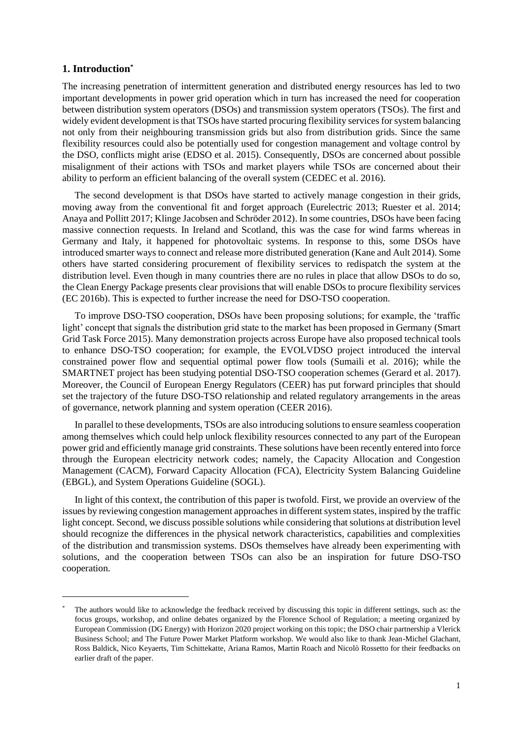## 1. Introduction*

The increasing penetration of intermittent generation and distributed energy resources has led to two important developments in power grid operation which in turn has increased the need for cooperation between distribution system operators (DSOs) and transmission system operators (TSOs). The first and widely evident development is that TSOs have started procuring flexibility services for system balancing not only from their neighbouring transmission grids but also from distribution grids. Since the same flexibility resources could also be potentially used for congestion management and voltage control by the DSO, conflicts might arise (EDSO et al. 2015). Consequently, DSOs are concerned about possible misalignment of their actions with TSOs and market players while TSOs are concerned about their ability to perform an efficient balancing of the overall system (CEDEC et al. 2016).

The second development is that DSOs have started to actively manage congestion in their grids, moving away from the conventional fit and forget approach (Eurelectric 2013; Ruester et al. 2014; Anaya and Pollitt 2017; Klinge Jacobsen and Schröder 2012). In some countries, DSOs have been facing massive connection requests. In Ireland and Scotland, this was the case for wind farms whereas in Germany and Italy, it happened for photovoltaic systems. In response to this, some DSOs have introduced smarter ways to connect and release more distributed generation (Kane and Ault 2014). Some others have started considering procurement of flexibility services to redispatch the system at the distribution level. Even though in many countries there are no rules in place that allow DSOs to do so, the Clean Energy Package presents clear provisions that will enable DSOs to procure flexibility services (EC 2016b). This is expected to further increase the need for DSO-TSO cooperation.

To improve DSO-TSO cooperation, DSOs have been proposing solutions; for example, the 'traffic light' concept that signals the distribution grid state to the market has been proposed in Germany (Smart Grid Task Force 2015). Many demonstration projects across Europe have also proposed technical tools to enhance DSO-TSO cooperation; for example, the EVOLVDSO project introduced the interval constrained power flow and sequential optimal power flow tools (Sumaili et al. 2016); while the SMARTNET project has been studying potential DSO-TSO cooperation schemes (Gerard et al. 2017). Moreover, the Council of European Energy Regulators (CEER) has put forward principles that should set the trajectory of the future DSO-TSO relationship and related regulatory arrangements in the areas of governance, network planning and system operation (CEER 2016).

In parallel to these developments, TSOs are also introducing solutions to ensure seamless cooperation among themselves which could help unlock flexibility resources connected to any part of the European power grid and efficiently manage grid constraints. These solutions have been recently entered into force through the European electricity network codes; namely, the Capacity Allocation and Congestion Management (CACM), Forward Capacity Allocation (FCA), Electricity System Balancing Guideline (EBGL), and System Operations Guideline (SOGL).

In light of this context, the contribution of this paper is twofold. First, we provide an overview of the issues by reviewing congestion management approaches in different system states, inspired by the traffic light concept. Second, we discuss possible solutions while considering that solutions at distribution level should recognize the differences in the physical network characteristics, capabilities and complexities of the distribution and transmission systems. DSOs themselves have already been experimenting with solutions, and the cooperation between TSOs can also be an inspiration for future DSO-TSO cooperation.

---

* The authors would like to acknowledge the feedback received by discussing this topic in different settings, such as: the focus groups, workshop, and online debates organized by the Florence School of Regulation; a meeting organized by European Commission (DG Energy) with Horizon 2020 project working on this topic; the DSO chair partnership a Vlerick Business School; and The Future Power Market Platform workshop. We would also like to thank Jean-Michel Glachant, Ross Baldick, Nico Keyaerts, Tim Schittekatte, Ariana Ramos, Martin Roach and Nicolò Rossetto for their feedbacks on earlier draft of the paper.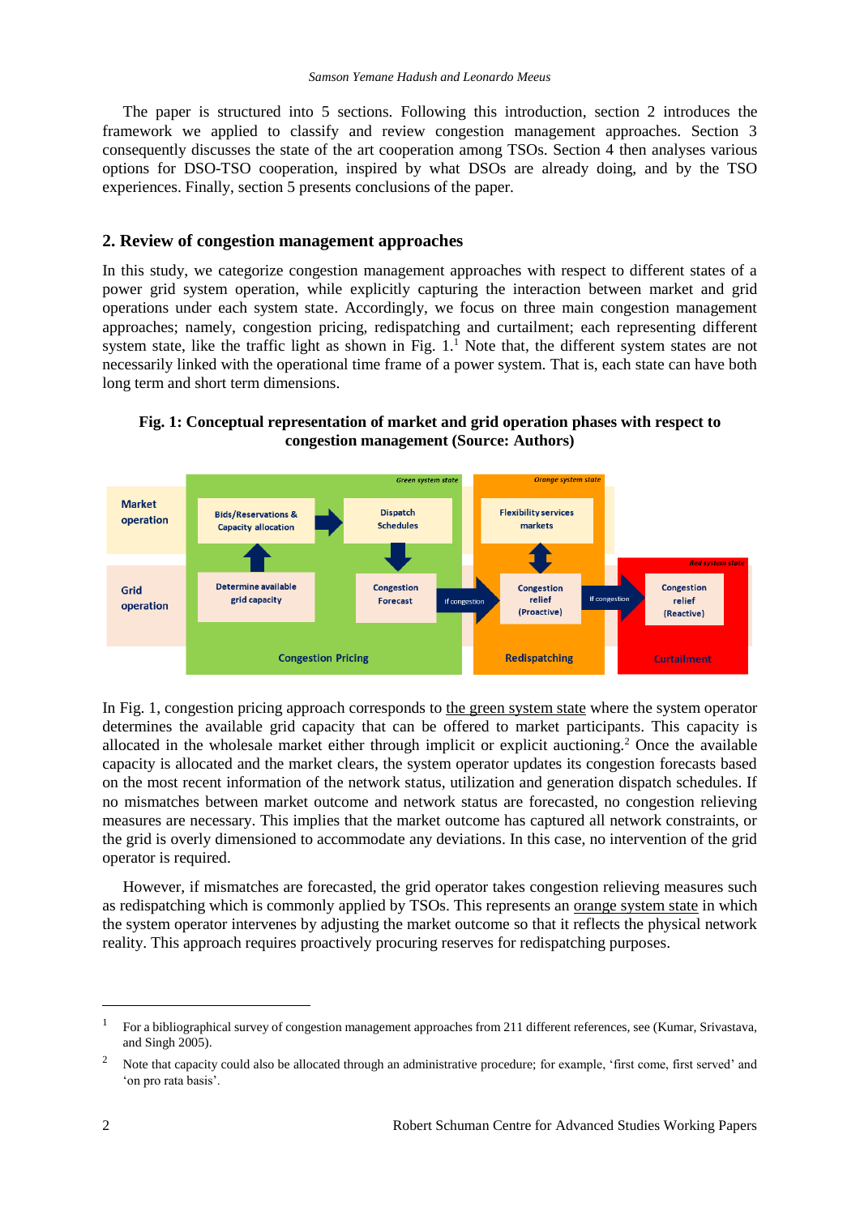The paper is structured into 5 sections. Following this introduction, section 2 introduces the framework we applied to classify and review congestion management approaches. Section 3 consequently discusses the state of the art cooperation among TSOs. Section 4 then analyses various options for DSO-TSO cooperation, inspired by what DSOs are already doing, and by the TSO experiences. Finally, section 5 presents conclusions of the paper.

## 2. Review of congestion management approaches

In this study, we categorize congestion management approaches with respect to different states of a power grid system operation, while explicitly capturing the interaction between market and grid operations under each system state. Accordingly, we focus on three main congestion management approaches; namely, congestion pricing, redispatching and curtailment; each representing different system state, like the traffic light as shown in Fig. 1.[1] Note that, the different system states are not necessarily linked with the operational time frame of a power system. That is, each state can have both long term and short term dimensions.

**Fig. 1: Conceptual representation of market and grid operation phases with respect to congestion management (Source: Authors)**

In Fig. 1, congestion pricing approach corresponds to the green system state where the system operator determines the available grid capacity that can be offered to market participants. This capacity is allocated in the wholesale market either through implicit or explicit auctioning.[2] Once the available capacity is allocated and the market clears, the system operator updates its congestion forecasts based on the most recent information of the network status, utilization and generation dispatch schedules. If no mismatches between market outcome and network status are forecasted, no congestion relieving measures are necessary. This implies that the market outcome has captured all network constraints, or the grid is overly dimensioned to accommodate any deviations. In this case, no intervention of the grid operator is required.

However, if mismatches are forecasted, the grid operator takes congestion relieving measures such as redispatching which is commonly applied by TSOs. This represents an orange system state in which the system operator intervenes by adjusting the market outcome so that it reflects the physical network reality. This approach requires proactively procuring reserves for redispatching purposes.

---

[1] For a bibliographical survey of congestion management approaches from 211 different references, see (Kumar, Srivastava, and Singh 2005).

[2] Note that capacity could also be allocated through an administrative procedure; for example, 'first come, first served' and 'on pro rata basis'.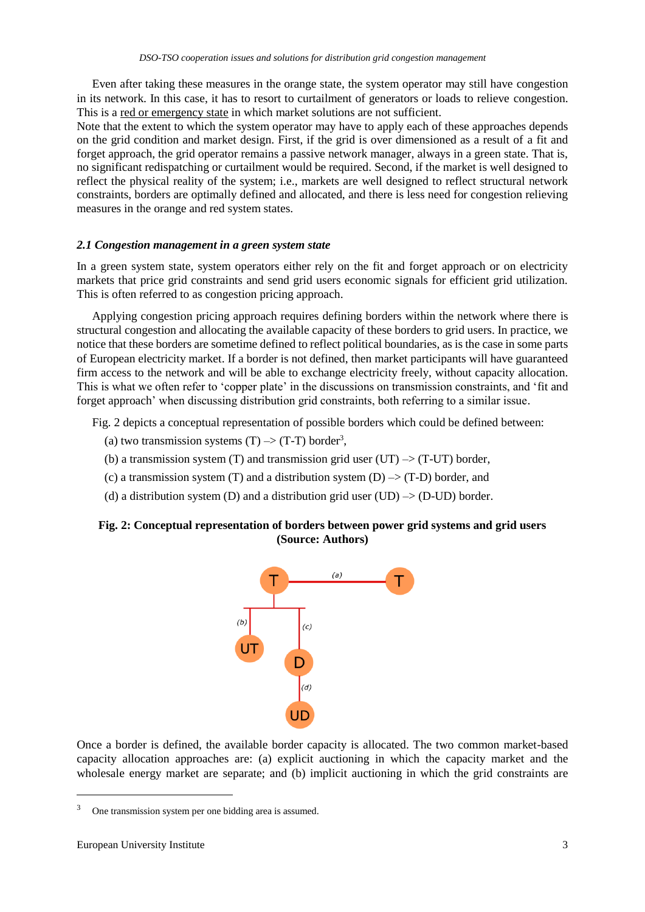Even after taking these measures in the orange state, the system operator may still have congestion in its network. In this case, it has to resort to curtailment of generators or loads to relieve congestion. This is a red or emergency state in which market solutions are not sufficient.
Note that the extent to which the system operator may have to apply each of these approaches depends on the grid condition and market design. First, if the grid is over dimensioned as a result of a fit and forget approach, the grid operator remains a passive network manager, always in a green state. That is, no significant redispatching or curtailment would be required. Second, if the market is well designed to reflect the physical reality of the system; i.e., markets are well designed to reflect structural network constraints, borders are optimally defined and allocated, and there is less need for congestion relieving measures in the orange and red system states.

### *2.1 Congestion management in a green system state*

In a green system state, system operators either rely on the fit and forget approach or on electricity markets that price grid constraints and send grid users economic signals for efficient grid utilization. This is often referred to as congestion pricing approach.

Applying congestion pricing approach requires defining borders within the network where there is structural congestion and allocating the available capacity of these borders to grid users. In practice, we notice that these borders are sometime defined to reflect political boundaries, as is the case in some parts of European electricity market. If a border is not defined, then market participants will have guaranteed firm access to the network and will be able to exchange electricity freely, without capacity allocation. This is what we often refer to 'copper plate' in the discussions on transmission constraints, and 'fit and forget approach' when discussing distribution grid constraints, both referring to a similar issue.

Fig. 2 depicts a conceptual representation of possible borders which could be defined between:

(a) two transmission systems (T) –> (T-T) border[3],

(b) a transmission system (T) and transmission grid user (UT) –> (T-UT) border,

(c) a transmission system (T) and a distribution system (D) –> (T-D) border, and

(d) a distribution system (D) and a distribution grid user (UD) –> (D-UD) border.

**Fig. 2: Conceptual representation of borders between power grid systems and grid users (Source: Authors)**

T
(a)
T
(b)
(c)
UT
D
(d)
UD

Once a border is defined, the available border capacity is allocated. The two common market-based capacity allocation approaches are: (a) explicit auctioning in which the capacity market and the wholesale energy market are separate; and (b) implicit auctioning in which the grid constraints are

[3] One transmission system per one bidding area is assumed.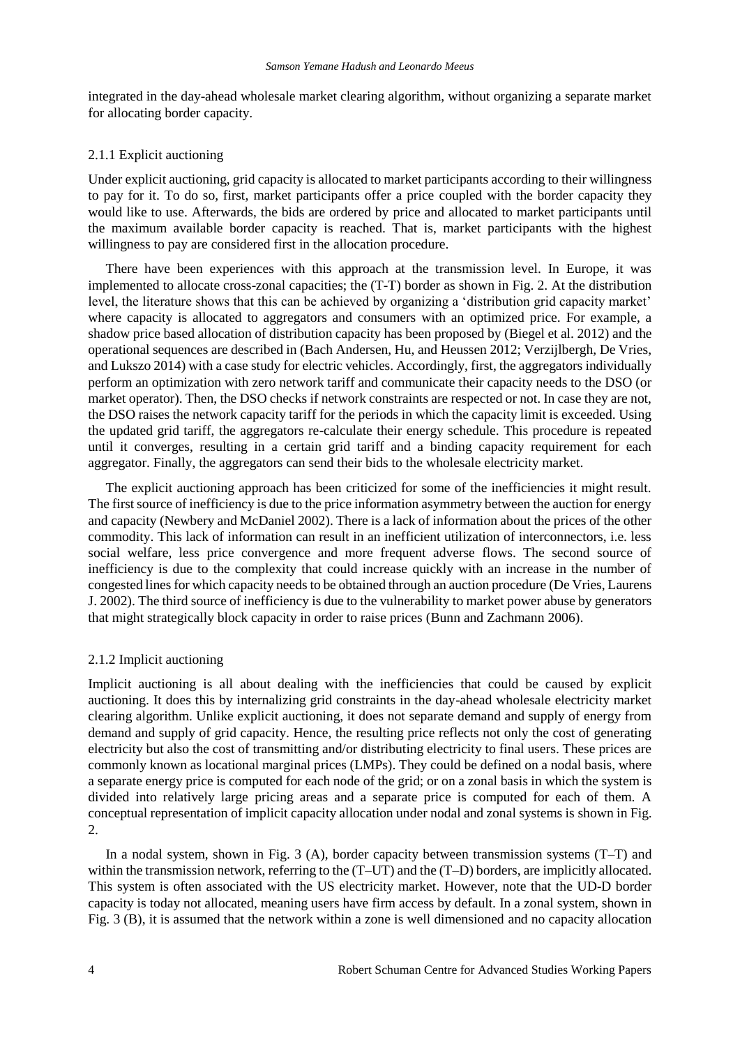integrated in the day-ahead wholesale market clearing algorithm, without organizing a separate market for allocating border capacity.

### 2.1.1 Explicit auctioning

Under explicit auctioning, grid capacity is allocated to market participants according to their willingness to pay for it. To do so, first, market participants offer a price coupled with the border capacity they would like to use. Afterwards, the bids are ordered by price and allocated to market participants until the maximum available border capacity is reached. That is, market participants with the highest willingness to pay are considered first in the allocation procedure.

There have been experiences with this approach at the transmission level. In Europe, it was implemented to allocate cross-zonal capacities; the (T-T) border as shown in Fig. 2. At the distribution level, the literature shows that this can be achieved by organizing a 'distribution grid capacity market' where capacity is allocated to aggregators and consumers with an optimized price. For example, a shadow price based allocation of distribution capacity has been proposed by (Biegel et al. 2012) and the operational sequences are described in (Bach Andersen, Hu, and Heussen 2012; Verzijlbergh, De Vries, and Lukszo 2014) with a case study for electric vehicles. Accordingly, first, the aggregators individually perform an optimization with zero network tariff and communicate their capacity needs to the DSO (or market operator). Then, the DSO checks if network constraints are respected or not. In case they are not, the DSO raises the network capacity tariff for the periods in which the capacity limit is exceeded. Using the updated grid tariff, the aggregators re-calculate their energy schedule. This procedure is repeated until it converges, resulting in a certain grid tariff and a binding capacity requirement for each aggregator. Finally, the aggregators can send their bids to the wholesale electricity market.

The explicit auctioning approach has been criticized for some of the inefficiencies it might result. The first source of inefficiency is due to the price information asymmetry between the auction for energy and capacity (Newbery and McDaniel 2002). There is a lack of information about the prices of the other commodity. This lack of information can result in an inefficient utilization of interconnectors, i.e. less social welfare, less price convergence and more frequent adverse flows. The second source of inefficiency is due to the complexity that could increase quickly with an increase in the number of congested lines for which capacity needs to be obtained through an auction procedure (De Vries, Laurens J. 2002). The third source of inefficiency is due to the vulnerability to market power abuse by generators that might strategically block capacity in order to raise prices (Bunn and Zachmann 2006).

### 2.1.2 Implicit auctioning

Implicit auctioning is all about dealing with the inefficiencies that could be caused by explicit auctioning. It does this by internalizing grid constraints in the day-ahead wholesale electricity market clearing algorithm. Unlike explicit auctioning, it does not separate demand and supply of energy from demand and supply of grid capacity. Hence, the resulting price reflects not only the cost of generating electricity but also the cost of transmitting and/or distributing electricity to final users. These prices are commonly known as locational marginal prices (LMPs). They could be defined on a nodal basis, where a separate energy price is computed for each node of the grid; or on a zonal basis in which the system is divided into relatively large pricing areas and a separate price is computed for each of them. A conceptual representation of implicit capacity allocation under nodal and zonal systems is shown in Fig. 2.

In a nodal system, shown in Fig. 3 (A), border capacity between transmission systems (T–T) and within the transmission network, referring to the (T–UT) and the (T–D) borders, are implicitly allocated. This system is often associated with the US electricity market. However, note that the UD-D border capacity is today not allocated, meaning users have firm access by default. In a zonal system, shown in Fig. 3 (B), it is assumed that the network within a zone is well dimensioned and no capacity allocation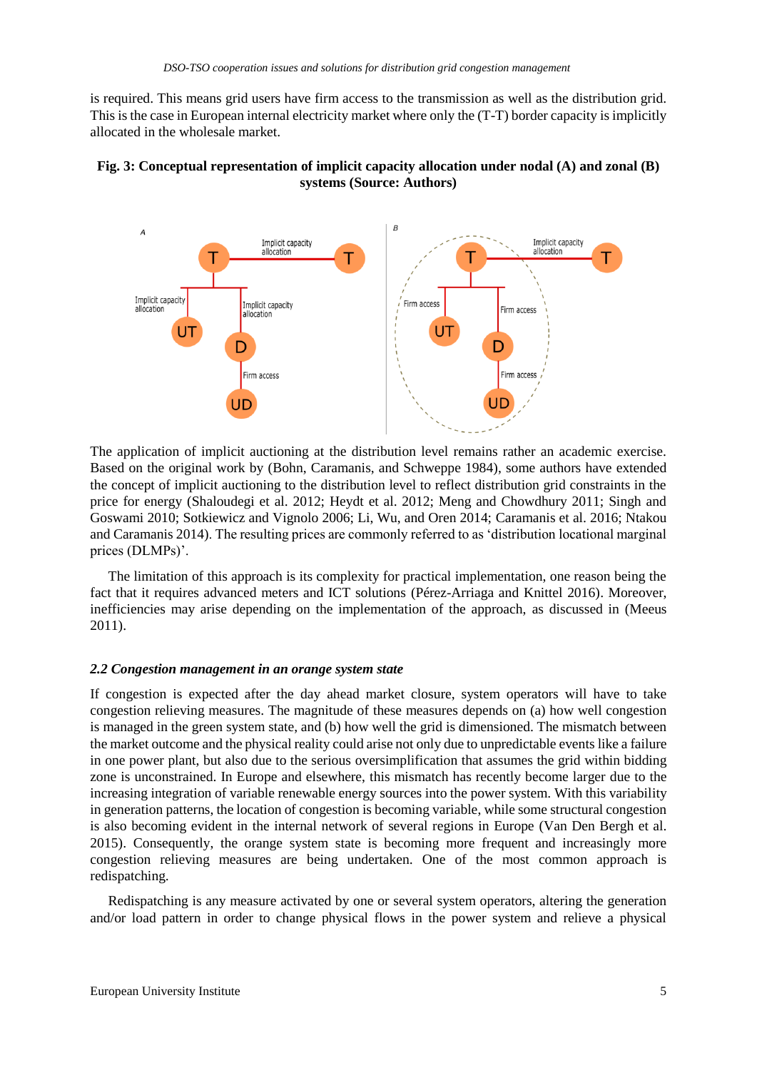is required. This means grid users have firm access to the transmission as well as the distribution grid. This is the case in European internal electricity market where only the (T-T) border capacity is implicitly allocated in the wholesale market.

**Fig. 3: Conceptual representation of implicit capacity allocation under nodal (A) and zonal (B) systems (Source: Authors)**

The application of implicit auctioning at the distribution level remains rather an academic exercise. Based on the original work by (Bohn, Caramanis, and Schweppe 1984), some authors have extended the concept of implicit auctioning to the distribution level to reflect distribution grid constraints in the price for energy (Shaloudegi et al. 2012; Heydt et al. 2012; Meng and Chowdhury 2011; Singh and Goswami 2010; Sotkiewicz and Vignolo 2006; Li, Wu, and Oren 2014; Caramanis et al. 2016; Ntakou and Caramanis 2014). The resulting prices are commonly referred to as 'distribution locational marginal prices (DLMPs)'.

The limitation of this approach is its complexity for practical implementation, one reason being the fact that it requires advanced meters and ICT solutions (Pérez-Arriaga and Knittel 2016). Moreover, inefficiencies may arise depending on the implementation of the approach, as discussed in (Meeus 2011).

### *2.2 Congestion management in an orange system state*

If congestion is expected after the day ahead market closure, system operators will have to take congestion relieving measures. The magnitude of these measures depends on (a) how well congestion is managed in the green system state, and (b) how well the grid is dimensioned. The mismatch between the market outcome and the physical reality could arise not only due to unpredictable events like a failure in one power plant, but also due to the serious oversimplification that assumes the grid within bidding zone is unconstrained. In Europe and elsewhere, this mismatch has recently become larger due to the increasing integration of variable renewable energy sources into the power system. With this variability in generation patterns, the location of congestion is becoming variable, while some structural congestion is also becoming evident in the internal network of several regions in Europe (Van Den Bergh et al. 2015). Consequently, the orange system state is becoming more frequent and increasingly more congestion relieving measures are being undertaken. One of the most common approach is redispatching.

Redispatching is any measure activated by one or several system operators, altering the generation and/or load pattern in order to change physical flows in the power system and relieve a physical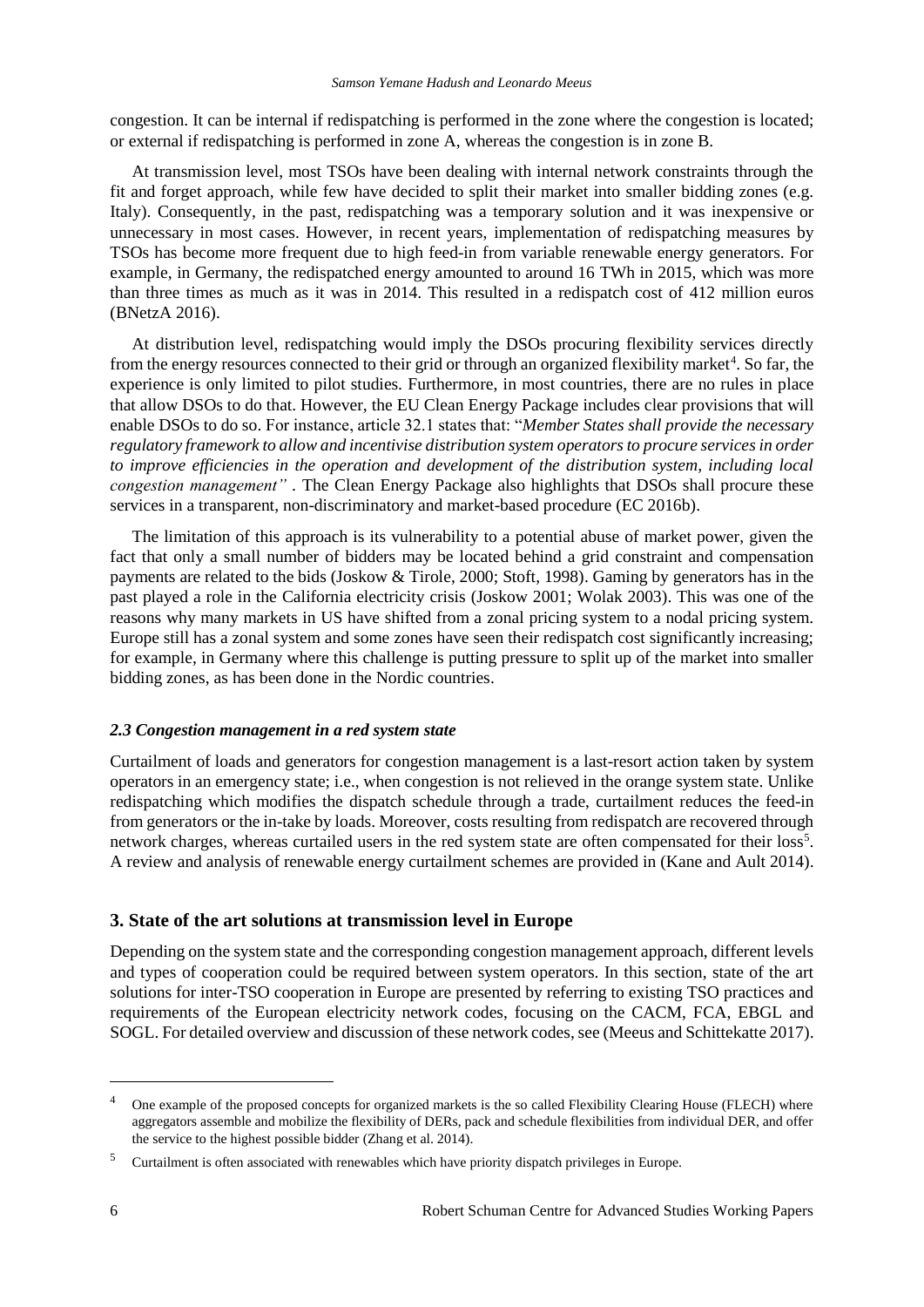congestion. It can be internal if redispatching is performed in the zone where the congestion is located; or external if redispatching is performed in zone A, whereas the congestion is in zone B.

At transmission level, most TSOs have been dealing with internal network constraints through the fit and forget approach, while few have decided to split their market into smaller bidding zones (e.g. Italy). Consequently, in the past, redispatching was a temporary solution and it was inexpensive or unnecessary in most cases. However, in recent years, implementation of redispatching measures by TSOs has become more frequent due to high feed-in from variable renewable energy generators. For example, in Germany, the redispatched energy amounted to around 16 TWh in 2015, which was more than three times as much as it was in 2014. This resulted in a redispatch cost of 412 million euros (BNetzA 2016).

At distribution level, redispatching would imply the DSOs procuring flexibility services directly from the energy resources connected to their grid or through an organized flexibility market[4]. So far, the experience is only limited to pilot studies. Furthermore, in most countries, there are no rules in place that allow DSOs to do that. However, the EU Clean Energy Package includes clear provisions that will enable DSOs to do so. For instance, article 32.1 states that: "*Member States shall provide the necessary regulatory framework to allow and incentivise distribution system operators to procure services in order to improve efficiencies in the operation and development of the distribution system, including local congestion management"* . The Clean Energy Package also highlights that DSOs shall procure these services in a transparent, non-discriminatory and market-based procedure (EC 2016b).

The limitation of this approach is its vulnerability to a potential abuse of market power, given the fact that only a small number of bidders may be located behind a grid constraint and compensation payments are related to the bids (Joskow & Tirole, 2000; Stoft, 1998). Gaming by generators has in the past played a role in the California electricity crisis (Joskow 2001; Wolak 2003). This was one of the reasons why many markets in US have shifted from a zonal pricing system to a nodal pricing system. Europe still has a zonal system and some zones have seen their redispatch cost significantly increasing; for example, in Germany where this challenge is putting pressure to split up of the market into smaller bidding zones, as has been done in the Nordic countries.

### *2.3 Congestion management in a red system state*

Curtailment of loads and generators for congestion management is a last-resort action taken by system operators in an emergency state; i.e., when congestion is not relieved in the orange system state. Unlike redispatching which modifies the dispatch schedule through a trade, curtailment reduces the feed-in from generators or the in-take by loads. Moreover, costs resulting from redispatch are recovered through network charges, whereas curtailed users in the red system state are often compensated for their loss[5]. A review and analysis of renewable energy curtailment schemes are provided in (Kane and Ault 2014).

## 3. State of the art solutions at transmission level in Europe

Depending on the system state and the corresponding congestion management approach, different levels and types of cooperation could be required between system operators. In this section, state of the art solutions for inter-TSO cooperation in Europe are presented by referring to existing TSO practices and requirements of the European electricity network codes, focusing on the CACM, FCA, EBGL and SOGL. For detailed overview and discussion of these network codes, see (Meeus and Schittekatte 2017).

---

[4] One example of the proposed concepts for organized markets is the so called Flexibility Clearing House (FLECH) where aggregators assemble and mobilize the flexibility of DERs, pack and schedule flexibilities from individual DER, and offer the service to the highest possible bidder (Zhang et al. 2014).

[5] Curtailment is often associated with renewables which have priority dispatch privileges in Europe.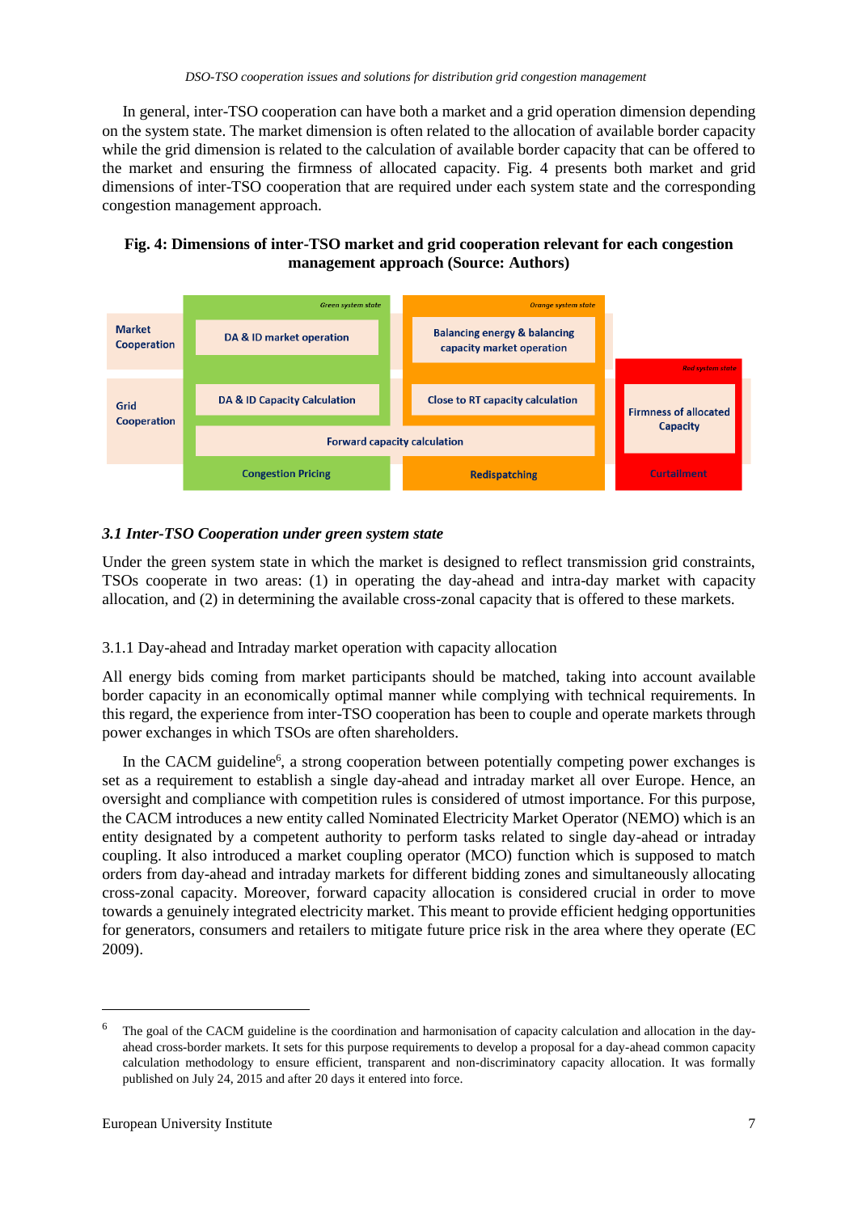In general, inter-TSO cooperation can have both a market and a grid operation dimension depending on the system state. The market dimension is often related to the allocation of available border capacity while the grid dimension is related to the calculation of available border capacity that can be offered to the market and ensuring the firmness of allocated capacity. Fig. 4 presents both market and grid dimensions of inter-TSO cooperation that are required under each system state and the corresponding congestion management approach.

**Fig. 4: Dimensions of inter-TSO market and grid cooperation relevant for each congestion management approach (Source: Authors)**

| | Green system state | Orange system state | Red system state |
| --- | --- | --- | --- |
| Market Cooperation | DA & ID market operation | Balancing energy & balancing capacity market operation | |
| Grid Cooperation | DA & ID Capacity Calculation | Close to RT capacity calculation | Firmness of allocated Capacity |
| | Forward capacity calculation | Forward capacity calculation | |
| | Congestion Pricing | Redispatching | Curtailment |

### *3.1 Inter-TSO Cooperation under green system state*

Under the green system state in which the market is designed to reflect transmission grid constraints, TSOs cooperate in two areas: (1) in operating the day-ahead and intra-day market with capacity allocation, and (2) in determining the available cross-zonal capacity that is offered to these markets.

#### 3.1.1 Day-ahead and Intraday market operation with capacity allocation

All energy bids coming from market participants should be matched, taking into account available border capacity in an economically optimal manner while complying with technical requirements. In this regard, the experience from inter-TSO cooperation has been to couple and operate markets through power exchanges in which TSOs are often shareholders.

In the CACM guideline[6], a strong cooperation between potentially competing power exchanges is set as a requirement to establish a single day-ahead and intraday market all over Europe. Hence, an oversight and compliance with competition rules is considered of utmost importance. For this purpose, the CACM introduces a new entity called Nominated Electricity Market Operator (NEMO) which is an entity designated by a competent authority to perform tasks related to single day-ahead or intraday coupling. It also introduced a market coupling operator (MCO) function which is supposed to match orders from day-ahead and intraday markets for different bidding zones and simultaneously allocating cross-zonal capacity. Moreover, forward capacity allocation is considered crucial in order to move towards a genuinely integrated electricity market. This meant to provide efficient hedging opportunities for generators, consumers and retailers to mitigate future price risk in the area where they operate (EC 2009).

---

[6] The goal of the CACM guideline is the coordination and harmonisation of capacity calculation and allocation in the day-ahead cross-border markets. It sets for this purpose requirements to develop a proposal for a day-ahead common capacity calculation methodology to ensure efficient, transparent and non-discriminatory capacity allocation. It was formally published on July 24, 2015 and after 20 days it entered into force.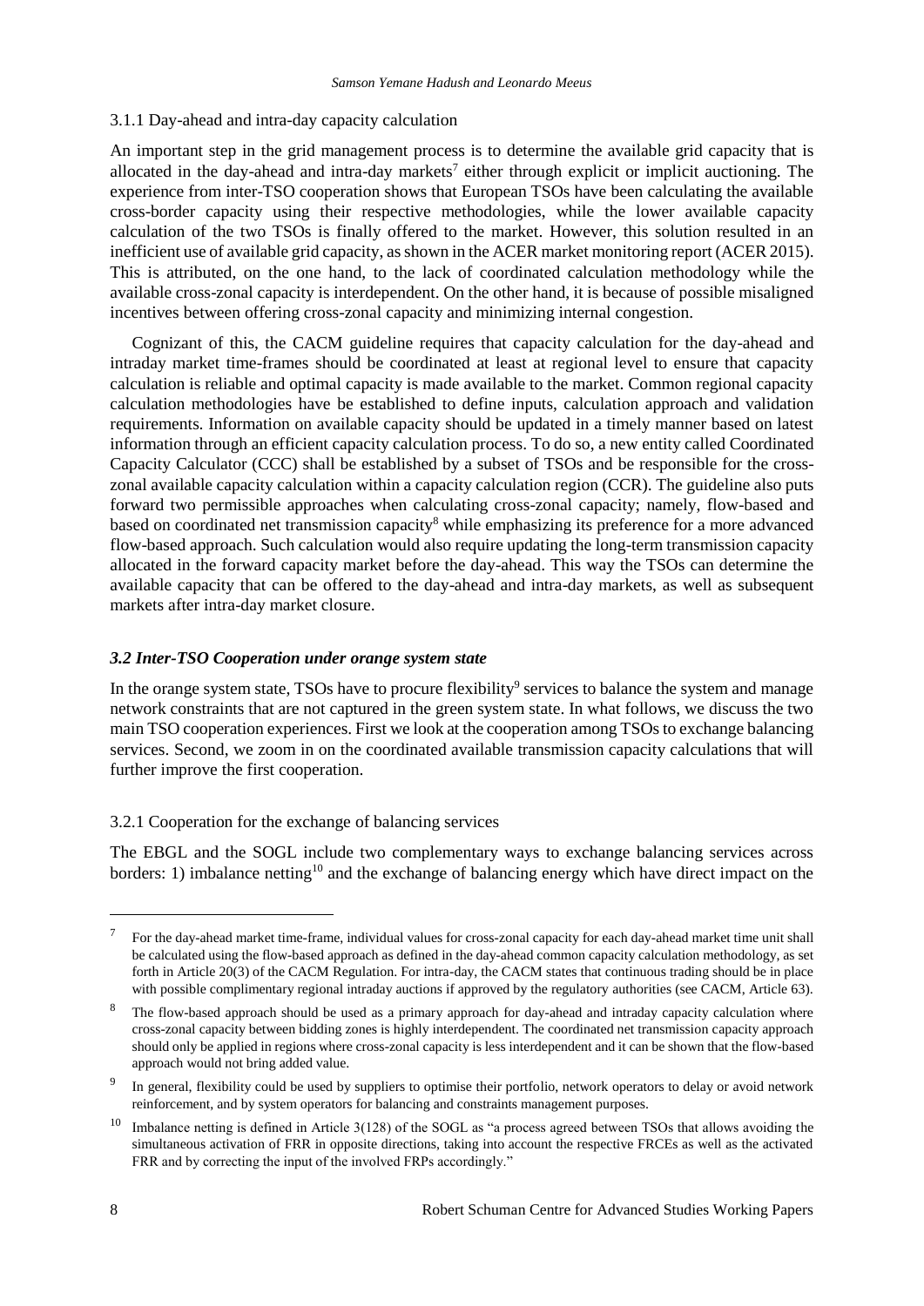#### 3.1.1 Day-ahead and intra-day capacity calculation

An important step in the grid management process is to determine the available grid capacity that is allocated in the day-ahead and intra-day markets[7] either through explicit or implicit auctioning. The experience from inter-TSO cooperation shows that European TSOs have been calculating the available cross-border capacity using their respective methodologies, while the lower available capacity calculation of the two TSOs is finally offered to the market. However, this solution resulted in an inefficient use of available grid capacity, as shown in the ACER market monitoring report (ACER 2015). This is attributed, on the one hand, to the lack of coordinated calculation methodology while the available cross-zonal capacity is interdependent. On the other hand, it is because of possible misaligned incentives between offering cross-zonal capacity and minimizing internal congestion.

Cognizant of this, the CACM guideline requires that capacity calculation for the day-ahead and intraday market time-frames should be coordinated at least at regional level to ensure that capacity calculation is reliable and optimal capacity is made available to the market. Common regional capacity calculation methodologies have be established to define inputs, calculation approach and validation requirements. Information on available capacity should be updated in a timely manner based on latest information through an efficient capacity calculation process. To do so, a new entity called Coordinated Capacity Calculator (CCC) shall be established by a subset of TSOs and be responsible for the cross-zonal available capacity calculation within a capacity calculation region (CCR). The guideline also puts forward two permissible approaches when calculating cross-zonal capacity; namely, flow-based and based on coordinated net transmission capacity[8] while emphasizing its preference for a more advanced flow-based approach. Such calculation would also require updating the long-term transmission capacity allocated in the forward capacity market before the day-ahead. This way the TSOs can determine the available capacity that can be offered to the day-ahead and intra-day markets, as well as subsequent markets after intra-day market closure.

### *3.2 Inter-TSO Cooperation under orange system state*

In the orange system state, TSOs have to procure flexibility[9] services to balance the system and manage network constraints that are not captured in the green system state. In what follows, we discuss the two main TSO cooperation experiences. First we look at the cooperation among TSOs to exchange balancing services. Second, we zoom in on the coordinated available transmission capacity calculations that will further improve the first cooperation.

#### 3.2.1 Cooperation for the exchange of balancing services

The EBGL and the SOGL include two complementary ways to exchange balancing services across borders: 1) imbalance netting[10] and the exchange of balancing energy which have direct impact on the

---

[7] For the day-ahead market time-frame, individual values for cross-zonal capacity for each day-ahead market time unit shall be calculated using the flow-based approach as defined in the day-ahead common capacity calculation methodology, as set forth in Article 20(3) of the CACM Regulation. For intra-day, the CACM states that continuous trading should be in place with possible complimentary regional intraday auctions if approved by the regulatory authorities (see CACM, Article 63).

[8] The flow-based approach should be used as a primary approach for day-ahead and intraday capacity calculation where cross-zonal capacity between bidding zones is highly interdependent. The coordinated net transmission capacity approach should only be applied in regions where cross-zonal capacity is less interdependent and it can be shown that the flow-based approach would not bring added value.

[9] In general, flexibility could be used by suppliers to optimise their portfolio, network operators to delay or avoid network reinforcement, and by system operators for balancing and constraints management purposes.

[10] Imbalance netting is defined in Article 3(128) of the SOGL as "a process agreed between TSOs that allows avoiding the simultaneous activation of FRR in opposite directions, taking into account the respective FRCEs as well as the activated FRR and by correcting the input of the involved FRPs accordingly."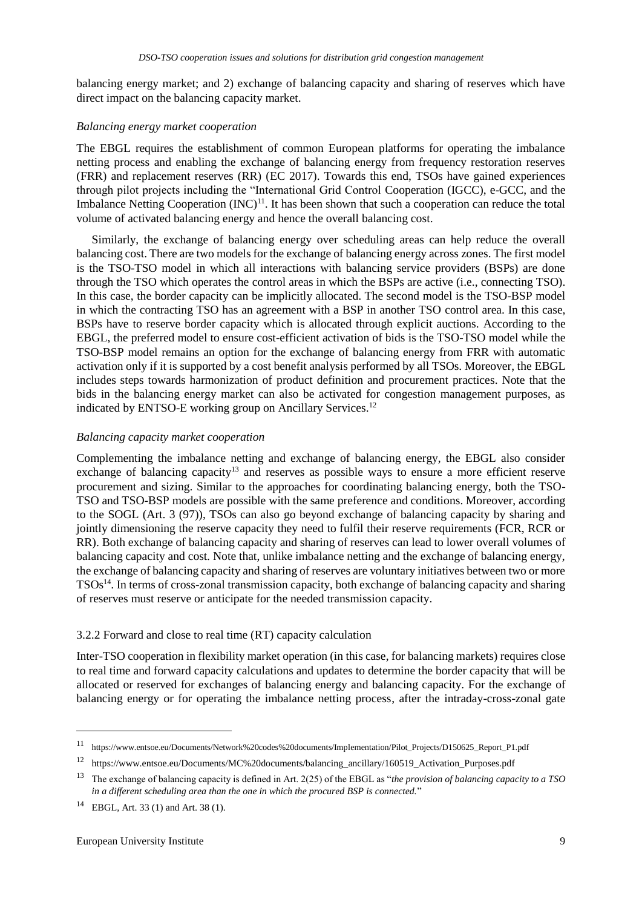balancing energy market; and 2) exchange of balancing capacity and sharing of reserves which have direct impact on the balancing capacity market.

*Balancing energy market cooperation*

The EBGL requires the establishment of common European platforms for operating the imbalance netting process and enabling the exchange of balancing energy from frequency restoration reserves (FRR) and replacement reserves (RR) (EC 2017). Towards this end, TSOs have gained experiences through pilot projects including the "International Grid Control Cooperation (IGCC), e-GCC, and the Imbalance Netting Cooperation (INC)[11]. It has been shown that such a cooperation can reduce the total volume of activated balancing energy and hence the overall balancing cost.

Similarly, the exchange of balancing energy over scheduling areas can help reduce the overall balancing cost. There are two models for the exchange of balancing energy across zones. The first model is the TSO-TSO model in which all interactions with balancing service providers (BSPs) are done through the TSO which operates the control areas in which the BSPs are active (i.e., connecting TSO). In this case, the border capacity can be implicitly allocated. The second model is the TSO-BSP model in which the contracting TSO has an agreement with a BSP in another TSO control area. In this case, BSPs have to reserve border capacity which is allocated through explicit auctions. According to the EBGL, the preferred model to ensure cost-efficient activation of bids is the TSO-TSO model while the TSO-BSP model remains an option for the exchange of balancing energy from FRR with automatic activation only if it is supported by a cost benefit analysis performed by all TSOs. Moreover, the EBGL includes steps towards harmonization of product definition and procurement practices. Note that the bids in the balancing energy market can also be activated for congestion management purposes, as indicated by ENTSO-E working group on Ancillary Services.[12]

*Balancing capacity market cooperation*

Complementing the imbalance netting and exchange of balancing energy, the EBGL also consider exchange of balancing capacity[13] and reserves as possible ways to ensure a more efficient reserve procurement and sizing. Similar to the approaches for coordinating balancing energy, both the TSO-TSO and TSO-BSP models are possible with the same preference and conditions. Moreover, according to the SOGL (Art. 3 (97)), TSOs can also go beyond exchange of balancing capacity by sharing and jointly dimensioning the reserve capacity they need to fulfil their reserve requirements (FCR, RCR or RR). Both exchange of balancing capacity and sharing of reserves can lead to lower overall volumes of balancing capacity and cost. Note that, unlike imbalance netting and the exchange of balancing energy, the exchange of balancing capacity and sharing of reserves are voluntary initiatives between two or more TSOs[14]. In terms of cross-zonal transmission capacity, both exchange of balancing capacity and sharing of reserves must reserve or anticipate for the needed transmission capacity.

### 3.2.2 Forward and close to real time (RT) capacity calculation

Inter-TSO cooperation in flexibility market operation (in this case, for balancing markets) requires close to real time and forward capacity calculations and updates to determine the border capacity that will be allocated or reserved for exchanges of balancing energy and balancing capacity. For the exchange of balancing energy or for operating the imbalance netting process, after the intraday-cross-zonal gate

---

[11] https://www.entsoe.eu/Documents/Network%20codes%20documents/Implementation/Pilot_Projects/D150625_Report_P1.pdf

[12] https://www.entsoe.eu/Documents/MC%20documents/balancing_ancillary/160519_Activation_Purposes.pdf

[13] The exchange of balancing capacity is defined in Art. 2(25) of the EBGL as "*the provision of balancing capacity to a TSO in a different scheduling area than the one in which the procured BSP is connected.*"

[14] EBGL, Art. 33 (1) and Art. 38 (1).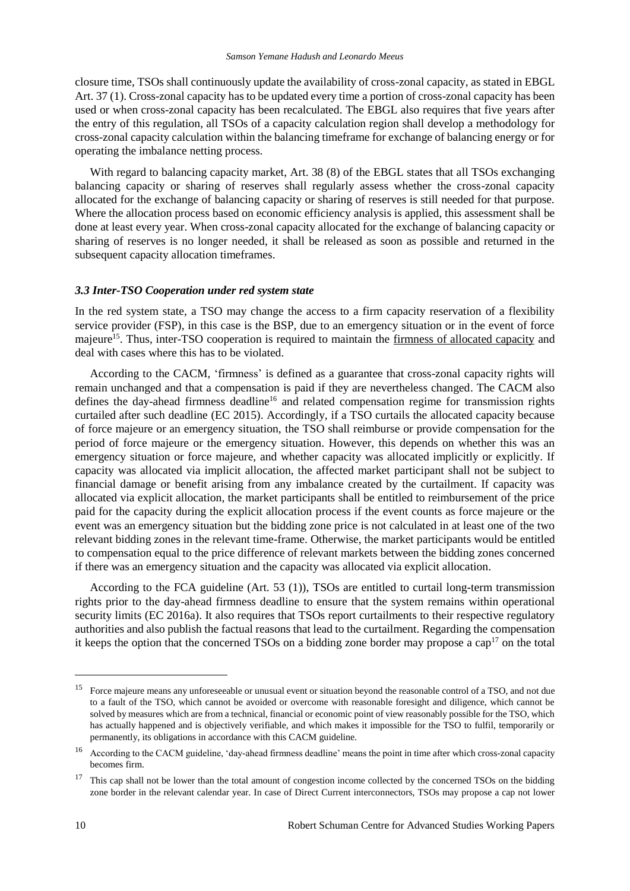closure time, TSOs shall continuously update the availability of cross-zonal capacity, as stated in EBGL Art. 37 (1). Cross-zonal capacity has to be updated every time a portion of cross-zonal capacity has been used or when cross-zonal capacity has been recalculated. The EBGL also requires that five years after the entry of this regulation, all TSOs of a capacity calculation region shall develop a methodology for cross-zonal capacity calculation within the balancing timeframe for exchange of balancing energy or for operating the imbalance netting process.

With regard to balancing capacity market, Art. 38 (8) of the EBGL states that all TSOs exchanging balancing capacity or sharing of reserves shall regularly assess whether the cross-zonal capacity allocated for the exchange of balancing capacity or sharing of reserves is still needed for that purpose. Where the allocation process based on economic efficiency analysis is applied, this assessment shall be done at least every year. When cross-zonal capacity allocated for the exchange of balancing capacity or sharing of reserves is no longer needed, it shall be released as soon as possible and returned in the subsequent capacity allocation timeframes.

### *3.3 Inter-TSO Cooperation under red system state*

In the red system state, a TSO may change the access to a firm capacity reservation of a flexibility service provider (FSP), in this case is the BSP, due to an emergency situation or in the event of force majeure[15]. Thus, inter-TSO cooperation is required to maintain the firmness of allocated capacity and deal with cases where this has to be violated.

According to the CACM, 'firmness' is defined as a guarantee that cross-zonal capacity rights will remain unchanged and that a compensation is paid if they are nevertheless changed. The CACM also defines the day-ahead firmness deadline[16] and related compensation regime for transmission rights curtailed after such deadline (EC 2015). Accordingly, if a TSO curtails the allocated capacity because of force majeure or an emergency situation, the TSO shall reimburse or provide compensation for the period of force majeure or the emergency situation. However, this depends on whether this was an emergency situation or force majeure, and whether capacity was allocated implicitly or explicitly. If capacity was allocated via implicit allocation, the affected market participant shall not be subject to financial damage or benefit arising from any imbalance created by the curtailment. If capacity was allocated via explicit allocation, the market participants shall be entitled to reimbursement of the price paid for the capacity during the explicit allocation process if the event counts as force majeure or the event was an emergency situation but the bidding zone price is not calculated in at least one of the two relevant bidding zones in the relevant time-frame. Otherwise, the market participants would be entitled to compensation equal to the price difference of relevant markets between the bidding zones concerned if there was an emergency situation and the capacity was allocated via explicit allocation.

According to the FCA guideline (Art. 53 (1)), TSOs are entitled to curtail long-term transmission rights prior to the day-ahead firmness deadline to ensure that the system remains within operational security limits (EC 2016a). It also requires that TSOs report curtailments to their respective regulatory authorities and also publish the factual reasons that lead to the curtailment. Regarding the compensation it keeps the option that the concerned TSOs on a bidding zone border may propose a cap[17] on the total

---

[15] Force majeure means any unforeseeable or unusual event or situation beyond the reasonable control of a TSO, and not due to a fault of the TSO, which cannot be avoided or overcome with reasonable foresight and diligence, which cannot be solved by measures which are from a technical, financial or economic point of view reasonably possible for the TSO, which has actually happened and is objectively verifiable, and which makes it impossible for the TSO to fulfil, temporarily or permanently, its obligations in accordance with this CACM guideline.

[16] According to the CACM guideline, 'day-ahead firmness deadline' means the point in time after which cross-zonal capacity becomes firm.

[17] This cap shall not be lower than the total amount of congestion income collected by the concerned TSOs on the bidding zone border in the relevant calendar year. In case of Direct Current interconnectors, TSOs may propose a cap not lower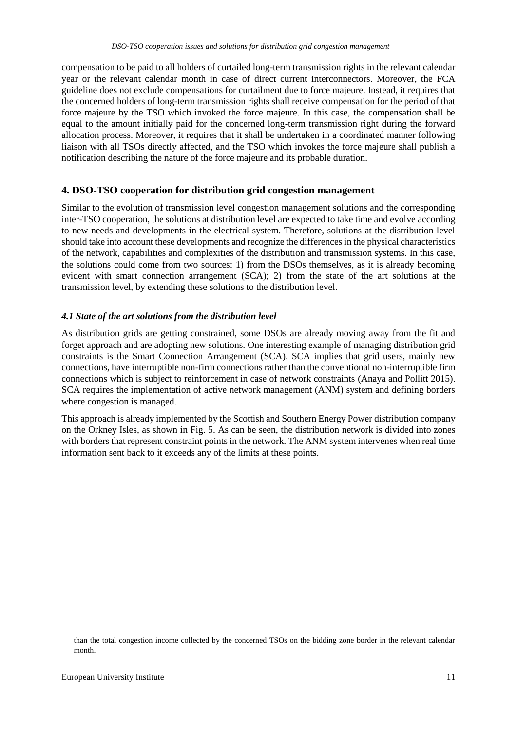compensation to be paid to all holders of curtailed long-term transmission rights in the relevant calendar year or the relevant calendar month in case of direct current interconnectors. Moreover, the FCA guideline does not exclude compensations for curtailment due to force majeure. Instead, it requires that the concerned holders of long-term transmission rights shall receive compensation for the period of that force majeure by the TSO which invoked the force majeure. In this case, the compensation shall be equal to the amount initially paid for the concerned long-term transmission right during the forward allocation process. Moreover, it requires that it shall be undertaken in a coordinated manner following liaison with all TSOs directly affected, and the TSO which invokes the force majeure shall publish a notification describing the nature of the force majeure and its probable duration.

## 4. DSO-TSO cooperation for distribution grid congestion management

Similar to the evolution of transmission level congestion management solutions and the corresponding inter-TSO cooperation, the solutions at distribution level are expected to take time and evolve according to new needs and developments in the electrical system. Therefore, solutions at the distribution level should take into account these developments and recognize the differences in the physical characteristics of the network, capabilities and complexities of the distribution and transmission systems. In this case, the solutions could come from two sources: 1) from the DSOs themselves, as it is already becoming evident with smart connection arrangement (SCA); 2) from the state of the art solutions at the transmission level, by extending these solutions to the distribution level.

### *4.1 State of the art solutions from the distribution level*

As distribution grids are getting constrained, some DSOs are already moving away from the fit and forget approach and are adopting new solutions. One interesting example of managing distribution grid constraints is the Smart Connection Arrangement (SCA). SCA implies that grid users, mainly new connections, have interruptible non-firm connections rather than the conventional non-interruptible firm connections which is subject to reinforcement in case of network constraints (Anaya and Pollitt 2015). SCA requires the implementation of active network management (ANM) system and defining borders where congestion is managed.

This approach is already implemented by the Scottish and Southern Energy Power distribution company on the Orkney Isles, as shown in Fig. 5. As can be seen, the distribution network is divided into zones with borders that represent constraint points in the network. The ANM system intervenes when real time information sent back to it exceeds any of the limits at these points.

than the total congestion income collected by the concerned TSOs on the bidding zone border in the relevant calendar month.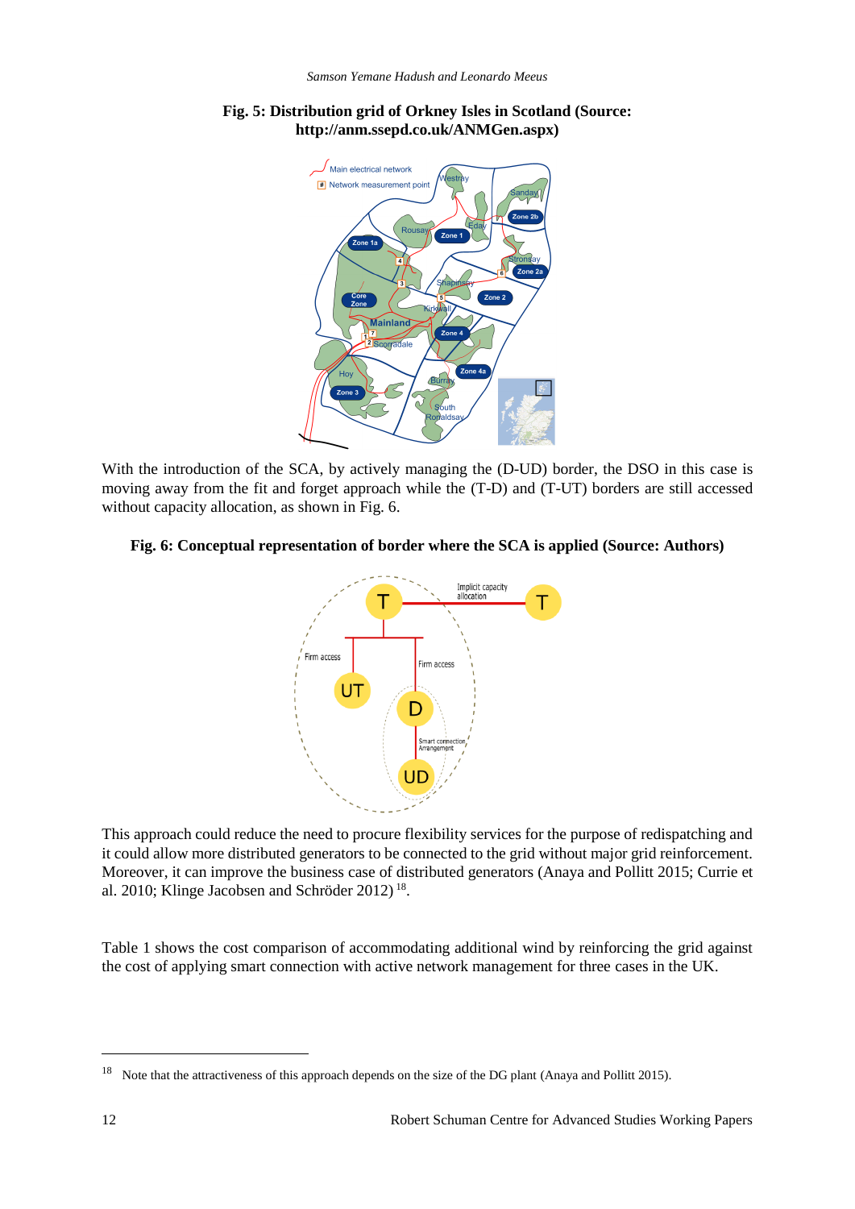**Fig. 5: Distribution grid of Orkney Isles in Scotland (Source: http://anm.ssepd.co.uk/ANMGen.aspx)**

With the introduction of the SCA, by actively managing the (D-UD) border, the DSO in this case is moving away from the fit and forget approach while the (T-D) and (T-UT) borders are still accessed without capacity allocation, as shown in Fig. 6.

**Fig. 6: Conceptual representation of border where the SCA is applied (Source: Authors)**

This approach could reduce the need to procure flexibility services for the purpose of redispatching and it could allow more distributed generators to be connected to the grid without major grid reinforcement. Moreover, it can improve the business case of distributed generators (Anaya and Pollitt 2015; Currie et al. 2010; Klinge Jacobsen and Schröder 2012) [18].

Table 1 shows the cost comparison of accommodating additional wind by reinforcing the grid against the cost of applying smart connection with active network management for three cases in the UK.

---

[18] Note that the attractiveness of this approach depends on the size of the DG plant (Anaya and Pollitt 2015).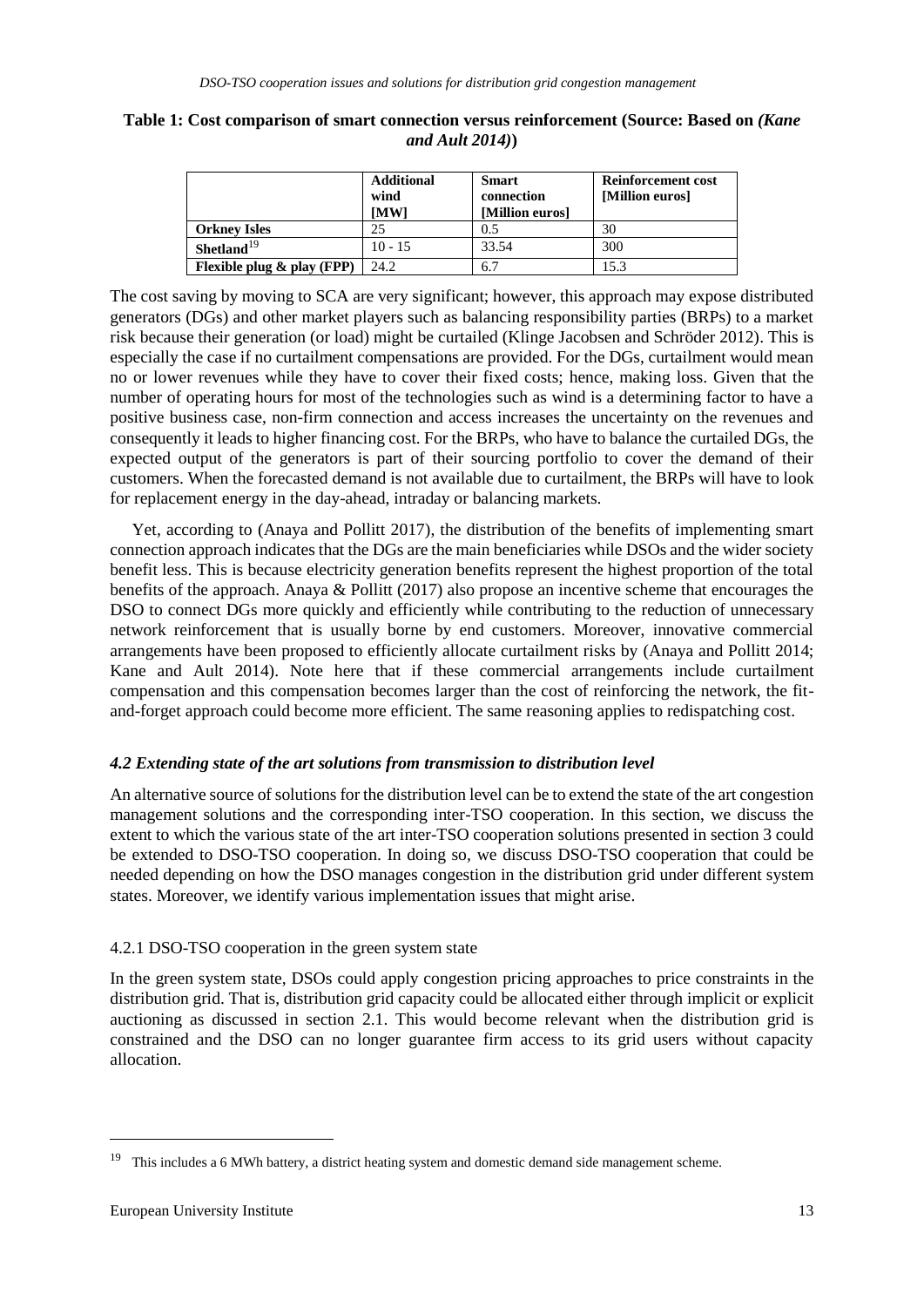**Table 1: Cost comparison of smart connection versus reinforcement (Source: Based on *(Kane and Ault 2014)*)**

| | Additional wind [MW] | Smart connection [Million euros] | Reinforcement cost [Million euros] |
|---|---|---|---|
| **Orkney Isles** | 25 | 0.5 | 30 |
| **Shetland**[19] | 10 - 15 | 33.54 | 300 |
| **Flexible plug & play (FPP)** | 24.2 | 6.7 | 15.3 |

The cost saving by moving to SCA are very significant; however, this approach may expose distributed generators (DGs) and other market players such as balancing responsibility parties (BRPs) to a market risk because their generation (or load) might be curtailed (Klinge Jacobsen and Schröder 2012). This is especially the case if no curtailment compensations are provided. For the DGs, curtailment would mean no or lower revenues while they have to cover their fixed costs; hence, making loss. Given that the number of operating hours for most of the technologies such as wind is a determining factor to have a positive business case, non-firm connection and access increases the uncertainty on the revenues and consequently it leads to higher financing cost. For the BRPs, who have to balance the curtailed DGs, the expected output of the generators is part of their sourcing portfolio to cover the demand of their customers. When the forecasted demand is not available due to curtailment, the BRPs will have to look for replacement energy in the day-ahead, intraday or balancing markets.

Yet, according to (Anaya and Pollitt 2017), the distribution of the benefits of implementing smart connection approach indicates that the DGs are the main beneficiaries while DSOs and the wider society benefit less. This is because electricity generation benefits represent the highest proportion of the total benefits of the approach. Anaya & Pollitt (2017) also propose an incentive scheme that encourages the DSO to connect DGs more quickly and efficiently while contributing to the reduction of unnecessary network reinforcement that is usually borne by end customers. Moreover, innovative commercial arrangements have been proposed to efficiently allocate curtailment risks by (Anaya and Pollitt 2014; Kane and Ault 2014). Note here that if these commercial arrangements include curtailment compensation and this compensation becomes larger than the cost of reinforcing the network, the fit-and-forget approach could become more efficient. The same reasoning applies to redispatching cost.

### *4.2 Extending state of the art solutions from transmission to distribution level*

An alternative source of solutions for the distribution level can be to extend the state of the art congestion management solutions and the corresponding inter-TSO cooperation. In this section, we discuss the extent to which the various state of the art inter-TSO cooperation solutions presented in section 3 could be extended to DSO-TSO cooperation. In doing so, we discuss DSO-TSO cooperation that could be needed depending on how the DSO manages congestion in the distribution grid under different system states. Moreover, we identify various implementation issues that might arise.

#### 4.2.1 DSO-TSO cooperation in the green system state

In the green system state, DSOs could apply congestion pricing approaches to price constraints in the distribution grid. That is, distribution grid capacity could be allocated either through implicit or explicit auctioning as discussed in section 2.1. This would become relevant when the distribution grid is constrained and the DSO can no longer guarantee firm access to its grid users without capacity allocation.

[19] This includes a 6 MWh battery, a district heating system and domestic demand side management scheme.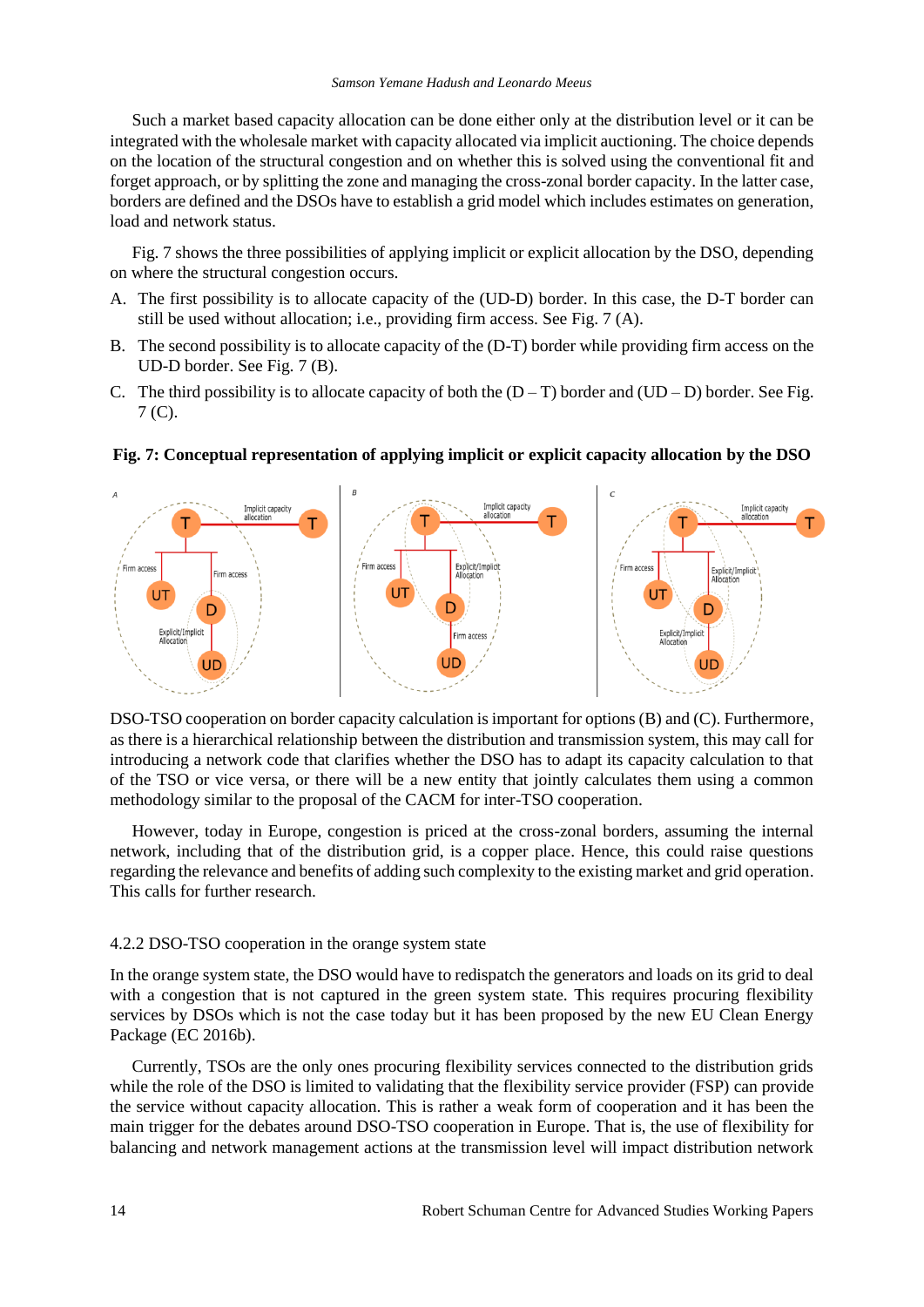Such a market based capacity allocation can be done either only at the distribution level or it can be integrated with the wholesale market with capacity allocated via implicit auctioning. The choice depends on the location of the structural congestion and on whether this is solved using the conventional fit and forget approach, or by splitting the zone and managing the cross-zonal border capacity. In the latter case, borders are defined and the DSOs have to establish a grid model which includes estimates on generation, load and network status.

Fig. 7 shows the three possibilities of applying implicit or explicit allocation by the DSO, depending on where the structural congestion occurs.

A. The first possibility is to allocate capacity of the (UD-D) border. In this case, the D-T border can still be used without allocation; i.e., providing firm access. See Fig. 7 (A).
B. The second possibility is to allocate capacity of the (D-T) border while providing firm access on the UD-D border. See Fig. 7 (B).
C. The third possibility is to allocate capacity of both the (D – T) border and (UD – D) border. See Fig. 7 (C).

**Fig. 7: Conceptual representation of applying implicit or explicit capacity allocation by the DSO**

A
Implicit capacity allocation
T
T
Firm access
Firm access
UT
D
Explicit/Implicit Allocation
UD

B
Implicit capacity allocation
T
T
Firm access
Explicit/Implicit Allocation
UT
D
Firm access
UD

C
Implicit capacity allocation
T
T
Firm access
Explicit/Implicit Allocation
UT
D
Explicit/Implicit Allocation
UD

DSO-TSO cooperation on border capacity calculation is important for options (B) and (C). Furthermore, as there is a hierarchical relationship between the distribution and transmission system, this may call for introducing a network code that clarifies whether the DSO has to adapt its capacity calculation to that of the TSO or vice versa, or there will be a new entity that jointly calculates them using a common methodology similar to the proposal of the CACM for inter-TSO cooperation.

However, today in Europe, congestion is priced at the cross-zonal borders, assuming the internal network, including that of the distribution grid, is a copper place. Hence, this could raise questions regarding the relevance and benefits of adding such complexity to the existing market and grid operation. This calls for further research.

### 4.2.2 DSO-TSO cooperation in the orange system state

In the orange system state, the DSO would have to redispatch the generators and loads on its grid to deal with a congestion that is not captured in the green system state. This requires procuring flexibility services by DSOs which is not the case today but it has been proposed by the new EU Clean Energy Package (EC 2016b).

Currently, TSOs are the only ones procuring flexibility services connected to the distribution grids while the role of the DSO is limited to validating that the flexibility service provider (FSP) can provide the service without capacity allocation. This is rather a weak form of cooperation and it has been the main trigger for the debates around DSO-TSO cooperation in Europe. That is, the use of flexibility for balancing and network management actions at the transmission level will impact distribution network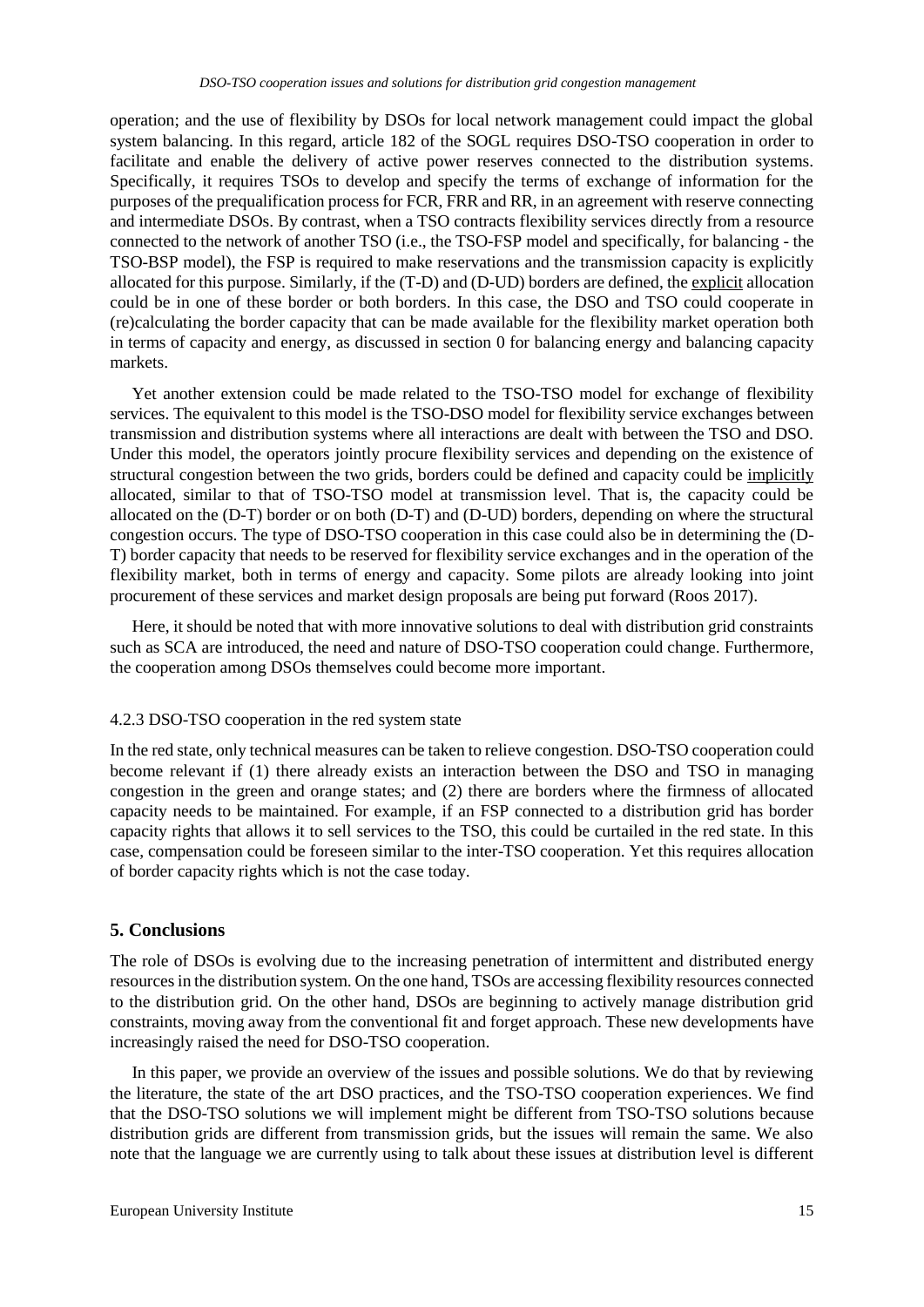operation; and the use of flexibility by DSOs for local network management could impact the global system balancing. In this regard, article 182 of the SOGL requires DSO-TSO cooperation in order to facilitate and enable the delivery of active power reserves connected to the distribution systems. Specifically, it requires TSOs to develop and specify the terms of exchange of information for the purposes of the prequalification process for FCR, FRR and RR, in an agreement with reserve connecting and intermediate DSOs. By contrast, when a TSO contracts flexibility services directly from a resource connected to the network of another TSO (i.e., the TSO-FSP model and specifically, for balancing - the TSO-BSP model), the FSP is required to make reservations and the transmission capacity is explicitly allocated for this purpose. Similarly, if the (T-D) and (D-UD) borders are defined, the explicit allocation could be in one of these border or both borders. In this case, the DSO and TSO could cooperate in (re)calculating the border capacity that can be made available for the flexibility market operation both in terms of capacity and energy, as discussed in section 0 for balancing energy and balancing capacity markets.

Yet another extension could be made related to the TSO-TSO model for exchange of flexibility services. The equivalent to this model is the TSO-DSO model for flexibility service exchanges between transmission and distribution systems where all interactions are dealt with between the TSO and DSO. Under this model, the operators jointly procure flexibility services and depending on the existence of structural congestion between the two grids, borders could be defined and capacity could be implicitly allocated, similar to that of TSO-TSO model at transmission level. That is, the capacity could be allocated on the (D-T) border or on both (D-T) and (D-UD) borders, depending on where the structural congestion occurs. The type of DSO-TSO cooperation in this case could also be in determining the (D-T) border capacity that needs to be reserved for flexibility service exchanges and in the operation of the flexibility market, both in terms of energy and capacity. Some pilots are already looking into joint procurement of these services and market design proposals are being put forward (Roos 2017).

Here, it should be noted that with more innovative solutions to deal with distribution grid constraints such as SCA are introduced, the need and nature of DSO-TSO cooperation could change. Furthermore, the cooperation among DSOs themselves could become more important.

#### 4.2.3 DSO-TSO cooperation in the red system state

In the red state, only technical measures can be taken to relieve congestion. DSO-TSO cooperation could become relevant if (1) there already exists an interaction between the DSO and TSO in managing congestion in the green and orange states; and (2) there are borders where the firmness of allocated capacity needs to be maintained. For example, if an FSP connected to a distribution grid has border capacity rights that allows it to sell services to the TSO, this could be curtailed in the red state. In this case, compensation could be foreseen similar to the inter-TSO cooperation. Yet this requires allocation of border capacity rights which is not the case today.

## 5. Conclusions

The role of DSOs is evolving due to the increasing penetration of intermittent and distributed energy resources in the distribution system. On the one hand, TSOs are accessing flexibility resources connected to the distribution grid. On the other hand, DSOs are beginning to actively manage distribution grid constraints, moving away from the conventional fit and forget approach. These new developments have increasingly raised the need for DSO-TSO cooperation.

In this paper, we provide an overview of the issues and possible solutions. We do that by reviewing the literature, the state of the art DSO practices, and the TSO-TSO cooperation experiences. We find that the DSO-TSO solutions we will implement might be different from TSO-TSO solutions because distribution grids are different from transmission grids, but the issues will remain the same. We also note that the language we are currently using to talk about these issues at distribution level is different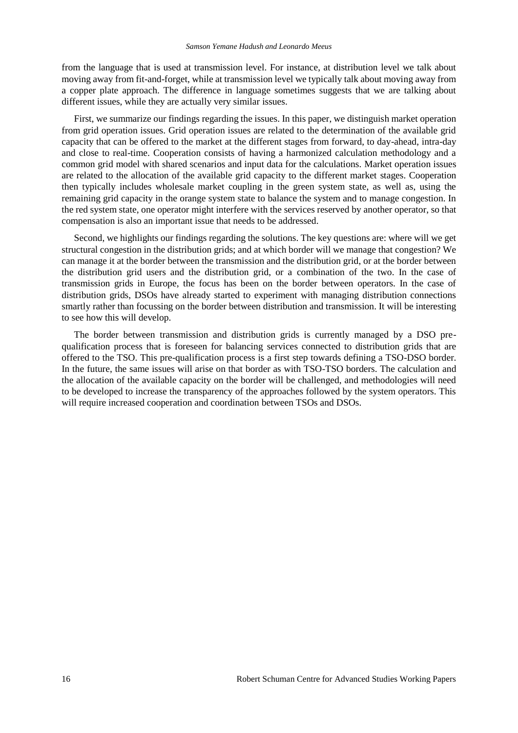from the language that is used at transmission level. For instance, at distribution level we talk about moving away from fit-and-forget, while at transmission level we typically talk about moving away from a copper plate approach. The difference in language sometimes suggests that we are talking about different issues, while they are actually very similar issues.

First, we summarize our findings regarding the issues. In this paper, we distinguish market operation from grid operation issues. Grid operation issues are related to the determination of the available grid capacity that can be offered to the market at the different stages from forward, to day-ahead, intra-day and close to real-time. Cooperation consists of having a harmonized calculation methodology and a common grid model with shared scenarios and input data for the calculations. Market operation issues are related to the allocation of the available grid capacity to the different market stages. Cooperation then typically includes wholesale market coupling in the green system state, as well as, using the remaining grid capacity in the orange system state to balance the system and to manage congestion. In the red system state, one operator might interfere with the services reserved by another operator, so that compensation is also an important issue that needs to be addressed.

Second, we highlights our findings regarding the solutions. The key questions are: where will we get structural congestion in the distribution grids; and at which border will we manage that congestion? We can manage it at the border between the transmission and the distribution grid, or at the border between the distribution grid users and the distribution grid, or a combination of the two. In the case of transmission grids in Europe, the focus has been on the border between operators. In the case of distribution grids, DSOs have already started to experiment with managing distribution connections smartly rather than focussing on the border between distribution and transmission. It will be interesting to see how this will develop.

The border between transmission and distribution grids is currently managed by a DSO pre-qualification process that is foreseen for balancing services connected to distribution grids that are offered to the TSO. This pre-qualification process is a first step towards defining a TSO-DSO border. In the future, the same issues will arise on that border as with TSO-TSO borders. The calculation and the allocation of the available capacity on the border will be challenged, and methodologies will need to be developed to increase the transparency of the approaches followed by the system operators. This will require increased cooperation and coordination between TSOs and DSOs.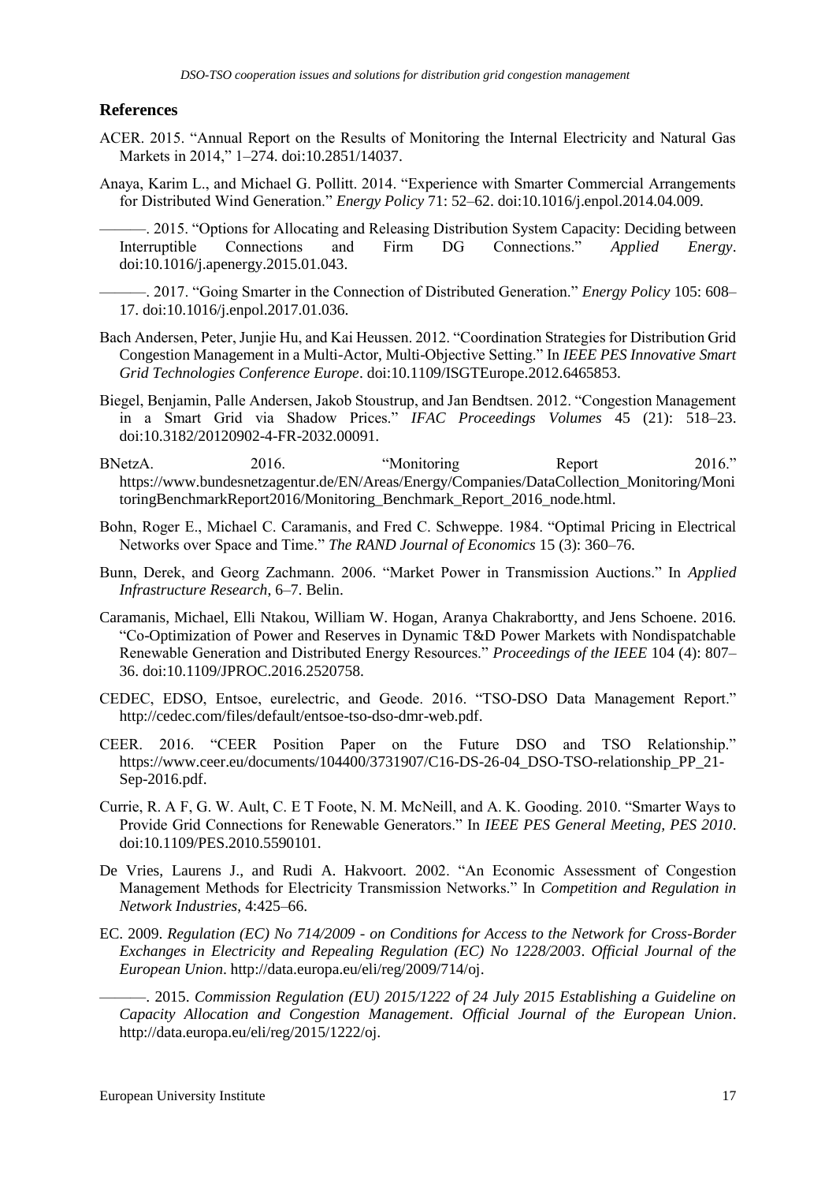## References

ACER. 2015. "Annual Report on the Results of Monitoring the Internal Electricity and Natural Gas Markets in 2014," 1–274. doi:10.2851/14037.

Anaya, Karim L., and Michael G. Pollitt. 2014. "Experience with Smarter Commercial Arrangements for Distributed Wind Generation." *Energy Policy* 71: 52–62. doi:10.1016/j.enpol.2014.04.009.

———. 2015. "Options for Allocating and Releasing Distribution System Capacity: Deciding between Interruptible Connections and Firm DG Connections." *Applied Energy*. doi:10.1016/j.apenergy.2015.01.043.

———. 2017. "Going Smarter in the Connection of Distributed Generation." *Energy Policy* 105: 608–17. doi:10.1016/j.enpol.2017.01.036.

Bach Andersen, Peter, Junjie Hu, and Kai Heussen. 2012. "Coordination Strategies for Distribution Grid Congestion Management in a Multi-Actor, Multi-Objective Setting." In *IEEE PES Innovative Smart Grid Technologies Conference Europe*. doi:10.1109/ISGTEurope.2012.6465853.

Biegel, Benjamin, Palle Andersen, Jakob Stoustrup, and Jan Bendtsen. 2012. "Congestion Management in a Smart Grid via Shadow Prices." *IFAC Proceedings Volumes* 45 (21): 518–23. doi:10.3182/20120902-4-FR-2032.00091.

BNetzA. 2016. "Monitoring Report 2016." https://www.bundesnetzagentur.de/EN/Areas/Energy/Companies/DataCollection_Monitoring/MonitoringBenchmarkReport2016/Monitoring_Benchmark_Report_2016_node.html.

Bohn, Roger E., Michael C. Caramanis, and Fred C. Schweppe. 1984. "Optimal Pricing in Electrical Networks over Space and Time." *The RAND Journal of Economics* 15 (3): 360–76.

Bunn, Derek, and Georg Zachmann. 2006. "Market Power in Transmission Auctions." In *Applied Infrastructure Research*, 6–7. Belin.

Caramanis, Michael, Elli Ntakou, William W. Hogan, Aranya Chakrabortty, and Jens Schoene. 2016. "Co-Optimization of Power and Reserves in Dynamic T&D Power Markets with Nondispatchable Renewable Generation and Distributed Energy Resources." *Proceedings of the IEEE* 104 (4): 807–36. doi:10.1109/JPROC.2016.2520758.

CEDEC, EDSO, Entsoe, eurelectric, and Geode. 2016. "TSO-DSO Data Management Report." http://cedec.com/files/default/entsoe-tso-dso-dmr-web.pdf.

CEER. 2016. "CEER Position Paper on the Future DSO and TSO Relationship." https://www.ceer.eu/documents/104400/3731907/C16-DS-26-04_DSO-TSO-relationship_PP_21-Sep-2016.pdf.

Currie, R. A F, G. W. Ault, C. E T Foote, N. M. McNeill, and A. K. Gooding. 2010. "Smarter Ways to Provide Grid Connections for Renewable Generators." In *IEEE PES General Meeting, PES 2010*. doi:10.1109/PES.2010.5590101.

De Vries, Laurens J., and Rudi A. Hakvoort. 2002. "An Economic Assessment of Congestion Management Methods for Electricity Transmission Networks." In *Competition and Regulation in Network Industries*, 4:425–66.

EC. 2009. *Regulation (EC) No 714/2009 - on Conditions for Access to the Network for Cross-Border Exchanges in Electricity and Repealing Regulation (EC) No 1228/2003*. *Official Journal of the European Union*. http://data.europa.eu/eli/reg/2009/714/oj.

———. 2015. *Commission Regulation (EU) 2015/1222 of 24 July 2015 Establishing a Guideline on Capacity Allocation and Congestion Management*. *Official Journal of the European Union*. http://data.europa.eu/eli/reg/2015/1222/oj.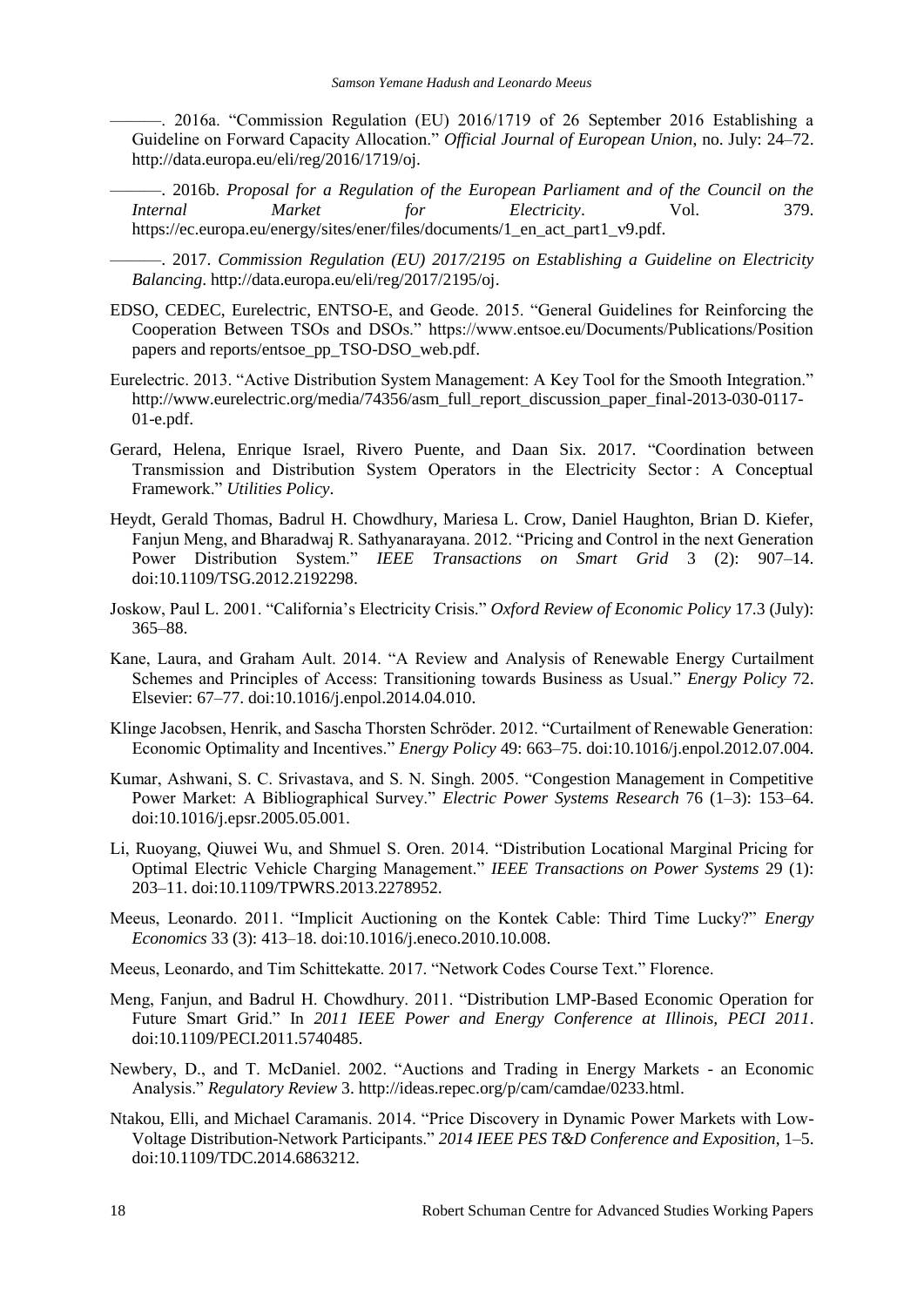———. 2016a. "Commission Regulation (EU) 2016/1719 of 26 September 2016 Establishing a Guideline on Forward Capacity Allocation." *Official Journal of European Union*, no. July: 24–72. http://data.europa.eu/eli/reg/2016/1719/oj.

———. 2016b. *Proposal for a Regulation of the European Parliament and of the Council on the Internal Market for Electricity*. Vol. 379. https://ec.europa.eu/energy/sites/ener/files/documents/1_en_act_part1_v9.pdf.

———. 2017. *Commission Regulation (EU) 2017/2195 on Establishing a Guideline on Electricity Balancing*. http://data.europa.eu/eli/reg/2017/2195/oj.

EDSO, CEDEC, Eurelectric, ENTSO-E, and Geode. 2015. "General Guidelines for Reinforcing the Cooperation Between TSOs and DSOs." https://www.entsoe.eu/Documents/Publications/Position papers and reports/entsoe_pp_TSO-DSO_web.pdf.

Eurelectric. 2013. "Active Distribution System Management: A Key Tool for the Smooth Integration." http://www.eurelectric.org/media/74356/asm_full_report_discussion_paper_final-2013-030-0117-01-e.pdf.

Gerard, Helena, Enrique Israel, Rivero Puente, and Daan Six. 2017. "Coordination between Transmission and Distribution System Operators in the Electricity Sector : A Conceptual Framework." *Utilities Policy*.

Heydt, Gerald Thomas, Badrul H. Chowdhury, Mariesa L. Crow, Daniel Haughton, Brian D. Kiefer, Fanjun Meng, and Bharadwaj R. Sathyanarayana. 2012. "Pricing and Control in the next Generation Power Distribution System." *IEEE Transactions on Smart Grid* 3 (2): 907–14. doi:10.1109/TSG.2012.2192298.

Joskow, Paul L. 2001. "California's Electricity Crisis." *Oxford Review of Economic Policy* 17.3 (July): 365–88.

Kane, Laura, and Graham Ault. 2014. "A Review and Analysis of Renewable Energy Curtailment Schemes and Principles of Access: Transitioning towards Business as Usual." *Energy Policy* 72. Elsevier: 67–77. doi:10.1016/j.enpol.2014.04.010.

Klinge Jacobsen, Henrik, and Sascha Thorsten Schröder. 2012. "Curtailment of Renewable Generation: Economic Optimality and Incentives." *Energy Policy* 49: 663–75. doi:10.1016/j.enpol.2012.07.004.

Kumar, Ashwani, S. C. Srivastava, and S. N. Singh. 2005. "Congestion Management in Competitive Power Market: A Bibliographical Survey." *Electric Power Systems Research* 76 (1–3): 153–64. doi:10.1016/j.epsr.2005.05.001.

Li, Ruoyang, Qiuwei Wu, and Shmuel S. Oren. 2014. "Distribution Locational Marginal Pricing for Optimal Electric Vehicle Charging Management." *IEEE Transactions on Power Systems* 29 (1): 203–11. doi:10.1109/TPWRS.2013.2278952.

Meeus, Leonardo. 2011. "Implicit Auctioning on the Kontek Cable: Third Time Lucky?" *Energy Economics* 33 (3): 413–18. doi:10.1016/j.eneco.2010.10.008.

Meeus, Leonardo, and Tim Schittekatte. 2017. "Network Codes Course Text." Florence.

Meng, Fanjun, and Badrul H. Chowdhury. 2011. "Distribution LMP-Based Economic Operation for Future Smart Grid." In *2011 IEEE Power and Energy Conference at Illinois, PECI 2011*. doi:10.1109/PECI.2011.5740485.

Newbery, D., and T. McDaniel. 2002. "Auctions and Trading in Energy Markets - an Economic Analysis." *Regulatory Review* 3. http://ideas.repec.org/p/cam/camdae/0233.html.

Ntakou, Elli, and Michael Caramanis. 2014. "Price Discovery in Dynamic Power Markets with Low-Voltage Distribution-Network Participants." *2014 IEEE PES T&D Conference and Exposition*, 1–5. doi:10.1109/TDC.2014.6863212.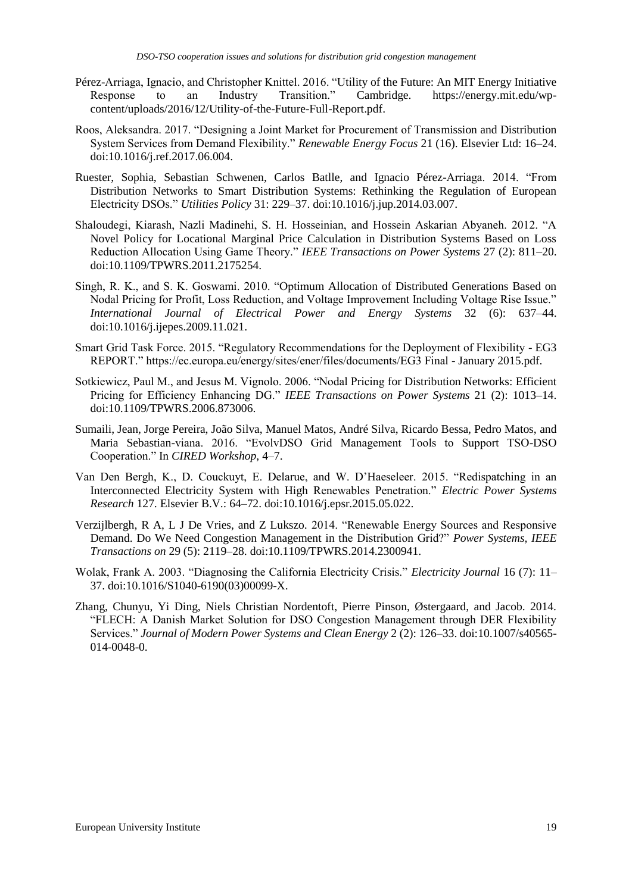Pérez-Arriaga, Ignacio, and Christopher Knittel. 2016. "Utility of the Future: An MIT Energy Initiative Response to an Industry Transition." Cambridge. https://energy.mit.edu/wp-content/uploads/2016/12/Utility-of-the-Future-Full-Report.pdf.

Roos, Aleksandra. 2017. "Designing a Joint Market for Procurement of Transmission and Distribution System Services from Demand Flexibility." *Renewable Energy Focus* 21 (16). Elsevier Ltd: 16–24. doi:10.1016/j.ref.2017.06.004.

Ruester, Sophia, Sebastian Schwenen, Carlos Batlle, and Ignacio Pérez-Arriaga. 2014. "From Distribution Networks to Smart Distribution Systems: Rethinking the Regulation of European Electricity DSOs." *Utilities Policy* 31: 229–37. doi:10.1016/j.jup.2014.03.007.

Shaloudegi, Kiarash, Nazli Madinehi, S. H. Hosseinian, and Hossein Askarian Abyaneh. 2012. "A Novel Policy for Locational Marginal Price Calculation in Distribution Systems Based on Loss Reduction Allocation Using Game Theory." *IEEE Transactions on Power Systems* 27 (2): 811–20. doi:10.1109/TPWRS.2011.2175254.

Singh, R. K., and S. K. Goswami. 2010. "Optimum Allocation of Distributed Generations Based on Nodal Pricing for Profit, Loss Reduction, and Voltage Improvement Including Voltage Rise Issue." *International Journal of Electrical Power and Energy Systems* 32 (6): 637–44. doi:10.1016/j.ijepes.2009.11.021.

Smart Grid Task Force. 2015. "Regulatory Recommendations for the Deployment of Flexibility - EG3 REPORT." https://ec.europa.eu/energy/sites/ener/files/documents/EG3 Final - January 2015.pdf.

Sotkiewicz, Paul M., and Jesus M. Vignolo. 2006. "Nodal Pricing for Distribution Networks: Efficient Pricing for Efficiency Enhancing DG." *IEEE Transactions on Power Systems* 21 (2): 1013–14. doi:10.1109/TPWRS.2006.873006.

Sumaili, Jean, Jorge Pereira, João Silva, Manuel Matos, André Silva, Ricardo Bessa, Pedro Matos, and Maria Sebastian-viana. 2016. "EvolvDSO Grid Management Tools to Support TSO-DSO Cooperation." In *CIRED Workshop*, 4–7.

Van Den Bergh, K., D. Couckuyt, E. Delarue, and W. D'Haeseleer. 2015. "Redispatching in an Interconnected Electricity System with High Renewables Penetration." *Electric Power Systems Research* 127. Elsevier B.V.: 64–72. doi:10.1016/j.epsr.2015.05.022.

Verzijlbergh, R A, L J De Vries, and Z Lukszo. 2014. "Renewable Energy Sources and Responsive Demand. Do We Need Congestion Management in the Distribution Grid?" *Power Systems, IEEE Transactions on* 29 (5): 2119–28. doi:10.1109/TPWRS.2014.2300941.

Wolak, Frank A. 2003. "Diagnosing the California Electricity Crisis." *Electricity Journal* 16 (7): 11–37. doi:10.1016/S1040-6190(03)00099-X.

Zhang, Chunyu, Yi Ding, Niels Christian Nordentoft, Pierre Pinson, Østergaard, and Jacob. 2014. "FLECH: A Danish Market Solution for DSO Congestion Management through DER Flexibility Services." *Journal of Modern Power Systems and Clean Energy* 2 (2): 126–33. doi:10.1007/s40565-014-0048-0.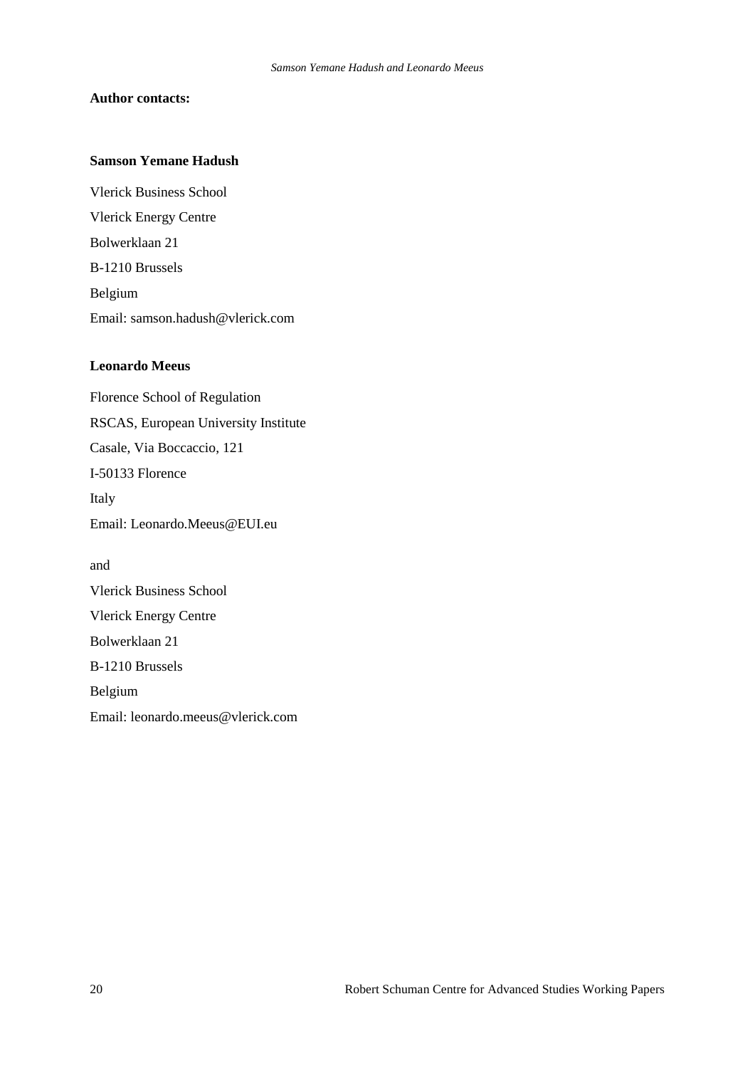**Author contacts:**

**Samson Yemane Hadush**

Vlerick Business School

Vlerick Energy Centre

Bolwerklaan 21

B-1210 Brussels

Belgium

Email: samson.hadush@vlerick.com

**Leonardo Meeus**

Florence School of Regulation

RSCAS, European University Institute

Casale, Via Boccaccio, 121

I-50133 Florence

Italy

Email: Leonardo.Meeus@EUI.eu

and

Vlerick Business School

Vlerick Energy Centre

Bolwerklaan 21

B-1210 Brussels

Belgium

Email: leonardo.meeus@vlerick.com